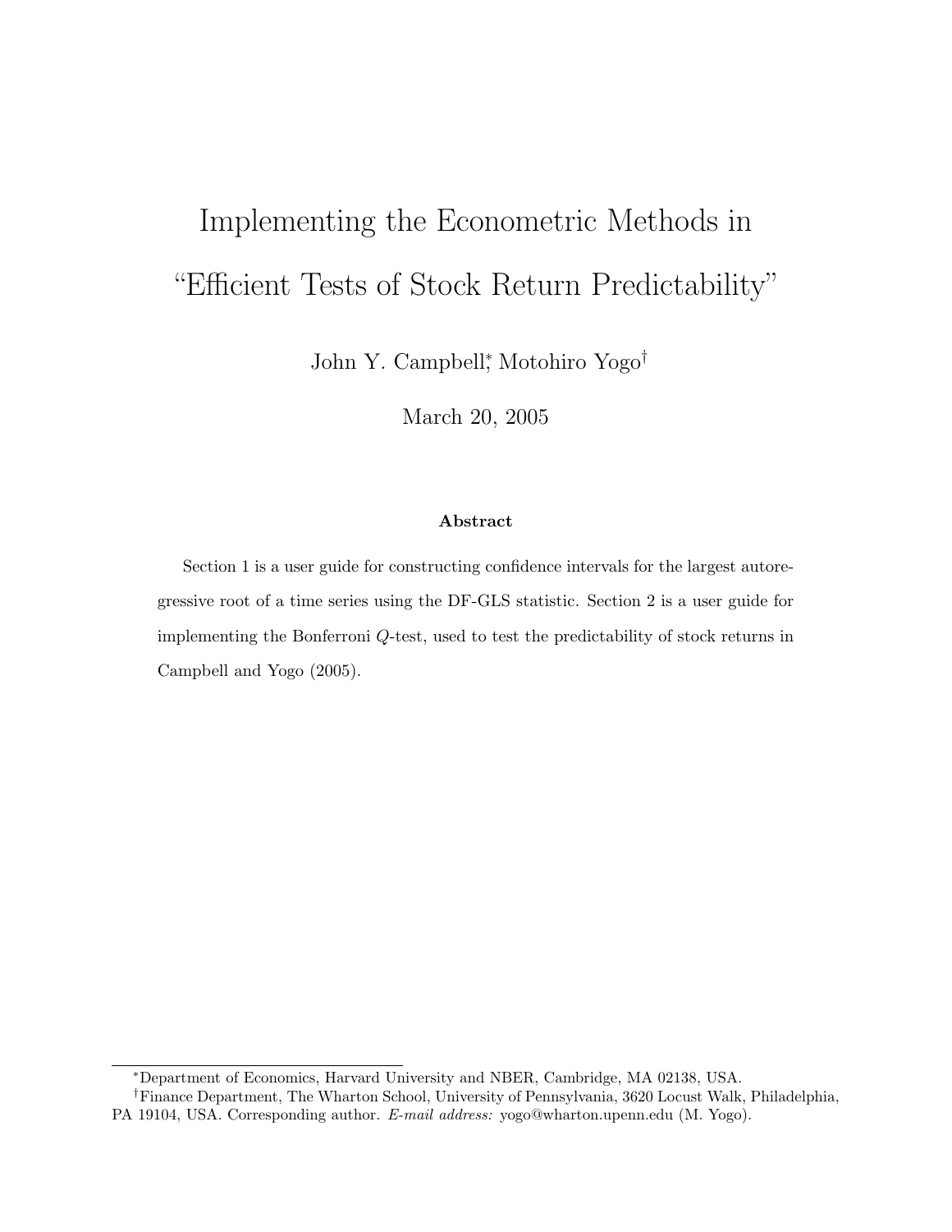# Implementing the Econometric Methods in "Efficient Tests of Stock Return Predictability"

John Y. Campbell[*], Motohiro Yogo[†]

March 20, 2005

**Abstract**

Section 1 is a user guide for constructing confidence intervals for the largest autoregressive root of a time series using the DF-GLS statistic. Section 2 is a user guide for implementing the Bonferroni $Q$-test, used to test the predictability of stock returns in Campbell and Yogo (2005).

---

[*] Department of Economics, Harvard University and NBER, Cambridge, MA 02138, USA.

[†] Finance Department, The Wharton School, University of Pennsylvania, 3620 Locust Walk, Philadelphia, PA 19104, USA. Corresponding author. *E-mail address:* yogo@wharton.upenn.edu (M. Yogo).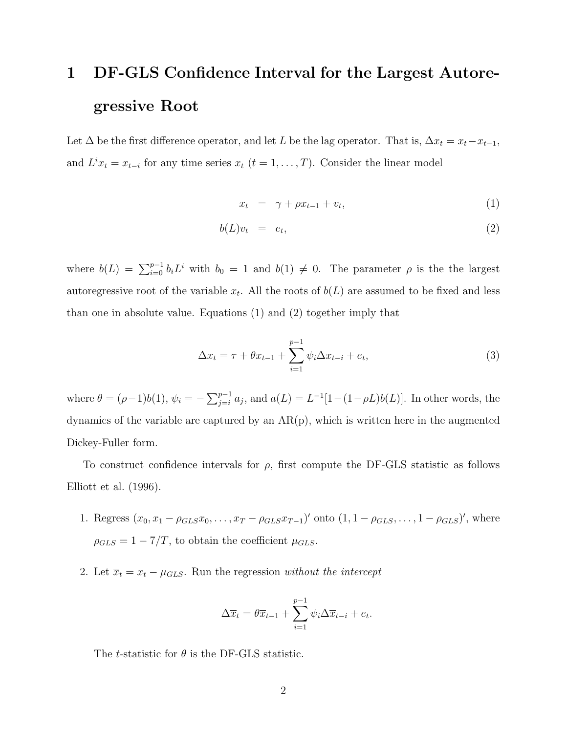# 1 DF-GLS Confidence Interval for the Largest Autoregressive Root

Let $\Delta$ be the first difference operator, and let $L$ be the lag operator. That is, $\Delta x_t = x_t - x_{t-1}$, and $L^i x_t = x_{t-i}$ for any time series $x_t$ $(t = 1, \ldots, T)$. Consider the linear model

$$
\begin{aligned}
x_t &= \gamma + \rho x_{t-1} + v_t, && (1) \\
b(L) v_t &= e_t, && (2)
\end{aligned}
$$

where $b(L) = \sum_{i=0}^{p-1} b_i L^i$ with $b_0 = 1$ and $b(1) \neq 0$. The parameter $\rho$ is the the largest autoregressive root of the variable $x_t$. All the roots of $b(L)$ are assumed to be fixed and less than one in absolute value. Equations (1) and (2) together imply that

$$
\Delta x_t = \tau + \theta x_{t-1} + \sum_{i=1}^{p-1} \psi_i \Delta x_{t-i} + e_t, \tag{3}
$$

where $\theta = (\rho - 1) b(1)$, $\psi_i = -\sum_{j=i}^{p-1} a_j$, and $a(L) = L^{-1}[1 - (1 - \rho L) b(L)]$. In other words, the dynamics of the variable are captured by an AR(p), which is written here in the augmented Dickey-Fuller form.

To construct confidence intervals for $\rho$, first compute the DF-GLS statistic as follows Elliott et al. (1996).

1. Regress $(x_0, x_1 - \rho_{GLS} x_0, \ldots, x_T - \rho_{GLS} x_{T-1})'$ onto $(1, 1 - \rho_{GLS}, \ldots, 1 - \rho_{GLS})'$, where $\rho_{GLS} = 1 - 7/T$, to obtain the coefficient $\mu_{GLS}$.

2. Let $\overline{x}_t = x_t - \mu_{GLS}$. Run the regression *without the intercept*

$$
\Delta \overline{x}_t = \theta \overline{x}_{t-1} + \sum_{i=1}^{p-1} \psi_i \Delta \overline{x}_{t-i} + e_t.
$$

The $t$-statistic for $\theta$ is the DF-GLS statistic.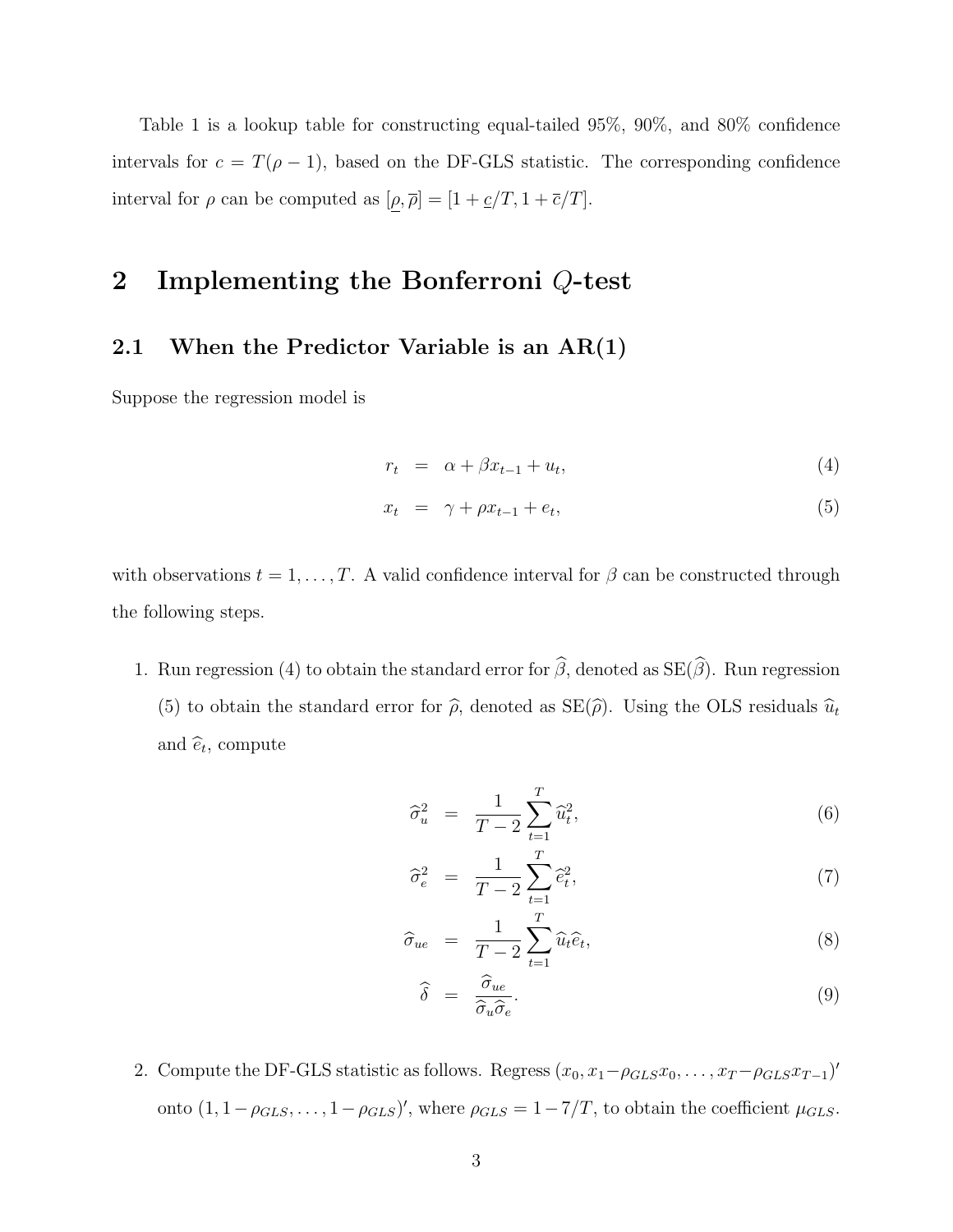Table 1 is a lookup table for constructing equal-tailed 95%, 90%, and 80% confidence intervals for $c = T(\rho - 1)$, based on the DF-GLS statistic. The corresponding confidence interval for $\rho$ can be computed as $[\underline{\rho}, \overline{\rho}] = [1 + \underline{c}/T, 1 + \overline{c}/T]$.

# 2 Implementing the Bonferroni $Q$-test

## 2.1 When the Predictor Variable is an AR(1)

Suppose the regression model is

$$r_t = \alpha + \beta x_{t-1} + u_t, \tag{4}$$

$$x_t = \gamma + \rho x_{t-1} + e_t, \tag{5}$$

with observations $t = 1, \ldots, T$. A valid confidence interval for $\beta$ can be constructed through the following steps.

1. Run regression (4) to obtain the standard error for $\widehat{\beta}$, denoted as $\mathrm{SE}(\widehat{\beta})$. Run regression (5) to obtain the standard error for $\widehat{\rho}$, denoted as $\mathrm{SE}(\widehat{\rho})$. Using the OLS residuals $\widehat{u}_t$ and $\widehat{e}_t$, compute

$$\widehat{\sigma}_u^2 = \frac{1}{T-2} \sum_{t=1}^{T} \widehat{u}_t^2, \tag{6}$$

$$\widehat{\sigma}_e^2 = \frac{1}{T-2} \sum_{t=1}^{T} \widehat{e}_t^2, \tag{7}$$

$$\widehat{\sigma}_{ue} = \frac{1}{T-2} \sum_{t=1}^{T} \widehat{u}_t \widehat{e}_t, \tag{8}$$

$$\widehat{\delta} = \frac{\widehat{\sigma}_{ue}}{\widehat{\sigma}_u \widehat{\sigma}_e}. \tag{9}$$

2. Compute the DF-GLS statistic as follows. Regress $(x_0, x_1 - \rho_{GLS} x_0, \ldots, x_T - \rho_{GLS} x_{T-1})'$ onto $(1, 1 - \rho_{GLS}, \ldots, 1 - \rho_{GLS})'$, where $\rho_{GLS} = 1 - 7/T$, to obtain the coefficient $\mu_{GLS}$.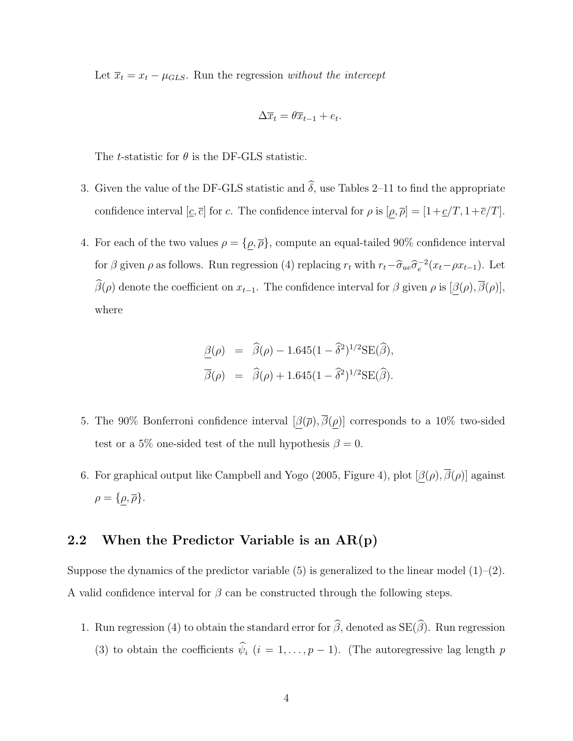Let $\overline{x}_t = x_t - \mu_{GLS}$. Run the regression *without the intercept*

$$\Delta \overline{x}_t = \theta \overline{x}_{t-1} + e_t.$$

The $t$-statistic for $\theta$ is the DF-GLS statistic.

3. Given the value of the DF-GLS statistic and $\widehat{\delta}$, use Tables 2–11 to find the appropriate confidence interval $[\underline{c}, \overline{c}]$ for $c$. The confidence interval for $\rho$ is $[\underline{\rho}, \overline{\rho}] = [1+\underline{c}/T, 1+\overline{c}/T]$.

4. For each of the two values $\rho = \{\underline{\rho}, \overline{\rho}\}$, compute an equal-tailed 90% confidence interval for $\beta$ given $\rho$ as follows. Run regression (4) replacing $r_t$ with $r_t - \widehat{\sigma}_{ue}\widehat{\sigma}_e^{-2}(x_t - \rho x_{t-1})$. Let $\widehat{\beta}(\rho)$ denote the coefficient on $x_{t-1}$. The confidence interval for $\beta$ given $\rho$ is $[\underline{\beta}(\rho), \overline{\beta}(\rho)]$, where

$$\begin{aligned}
\underline{\beta}(\rho) &= \widehat{\beta}(\rho) - 1.645(1 - \widehat{\delta}^2)^{1/2}\mathrm{SE}(\widehat{\beta}), \\
\overline{\beta}(\rho) &= \widehat{\beta}(\rho) + 1.645(1 - \widehat{\delta}^2)^{1/2}\mathrm{SE}(\widehat{\beta}).
\end{aligned}$$

5. The 90% Bonferroni confidence interval $[\underline{\beta}(\overline{\rho}), \overline{\beta}(\underline{\rho})]$ corresponds to a 10% two-sided test or a 5% one-sided test of the null hypothesis $\beta = 0$.

6. For graphical output like Campbell and Yogo (2005, Figure 4), plot $[\underline{\beta}(\rho), \overline{\beta}(\rho)]$ against $\rho = \{\underline{\rho}, \overline{\rho}\}$.

## 2.2 When the Predictor Variable is an AR(p)

Suppose the dynamics of the predictor variable (5) is generalized to the linear model (1)–(2). A valid confidence interval for $\beta$ can be constructed through the following steps.

1. Run regression (4) to obtain the standard error for $\widehat{\beta}$, denoted as $\mathrm{SE}(\widehat{\beta})$. Run regression (3) to obtain the coefficients $\widehat{\psi}_i$ $(i = 1, \ldots, p-1)$. (The autoregressive lag length $p$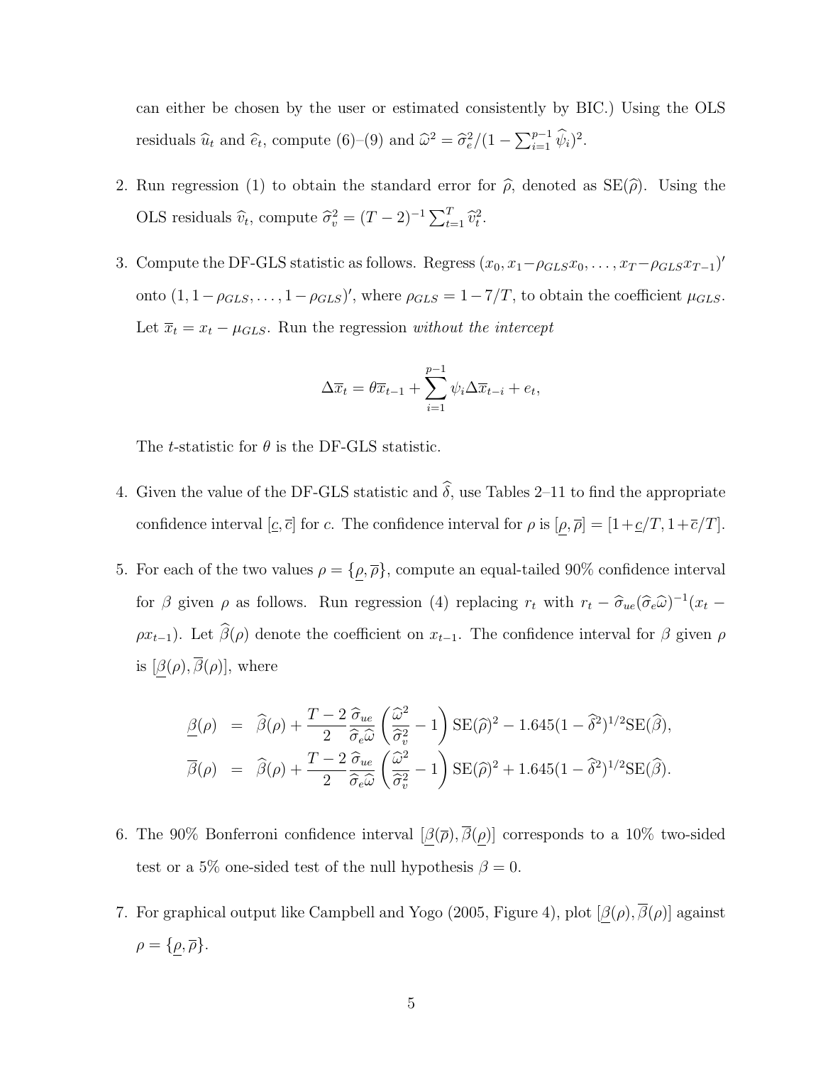can either be chosen by the user or estimated consistently by BIC.) Using the OLS residuals $\widehat{u}_t$ and $\widehat{e}_t$, compute (6)–(9) and $\widehat{\omega}^2 = \widehat{\sigma}_e^2/(1 - \sum_{i=1}^{p-1} \widehat{\psi}_i)^2$.

2. Run regression (1) to obtain the standard error for $\widehat{\rho}$, denoted as $\mathrm{SE}(\widehat{\rho})$. Using the OLS residuals $\widehat{v}_t$, compute $\widehat{\sigma}_v^2 = (T-2)^{-1} \sum_{t=1}^{T} \widehat{v}_t^2$.

3. Compute the DF-GLS statistic as follows. Regress $(x_0, x_1 - \rho_{GLS} x_0, \ldots, x_T - \rho_{GLS} x_{T-1})'$ onto $(1, 1-\rho_{GLS}, \ldots, 1-\rho_{GLS})'$, where $\rho_{GLS} = 1 - 7/T$, to obtain the coefficient $\mu_{GLS}$. Let $\overline{x}_t = x_t - \mu_{GLS}$. Run the regression *without the intercept*

$$\Delta \overline{x}_t = \theta \overline{x}_{t-1} + \sum_{i=1}^{p-1} \psi_i \Delta \overline{x}_{t-i} + e_t,$$

   The $t$-statistic for $\theta$ is the DF-GLS statistic.

4. Given the value of the DF-GLS statistic and $\widehat{\delta}$, use Tables 2–11 to find the appropriate confidence interval $[\underline{c}, \overline{c}]$ for $c$. The confidence interval for $\rho$ is $[\underline{\rho}, \overline{\rho}] = [1 + \underline{c}/T, 1 + \overline{c}/T]$.

5. For each of the two values $\rho = \{\underline{\rho}, \overline{\rho}\}$, compute an equal-tailed 90% confidence interval for $\beta$ given $\rho$ as follows. Run regression (4) replacing $r_t$ with $r_t - \widehat{\sigma}_{ue}(\widehat{\sigma}_e \widehat{\omega})^{-1}(x_t - \rho x_{t-1})$. Let $\widehat{\beta}(\rho)$ denote the coefficient on $x_{t-1}$. The confidence interval for $\beta$ given $\rho$ is $[\underline{\beta}(\rho), \overline{\beta}(\rho)]$, where

$$\begin{aligned}
\underline{\beta}(\rho) &= \widehat{\beta}(\rho) + \frac{T-2}{2} \frac{\widehat{\sigma}_{ue}}{\widehat{\sigma}_e \widehat{\omega}} \left( \frac{\widehat{\omega}^2}{\widehat{\sigma}_v^2} - 1 \right) \mathrm{SE}(\widehat{\rho})^2 - 1.645(1 - \widehat{\delta}^2)^{1/2} \mathrm{SE}(\widehat{\beta}), \\
\overline{\beta}(\rho) &= \widehat{\beta}(\rho) + \frac{T-2}{2} \frac{\widehat{\sigma}_{ue}}{\widehat{\sigma}_e \widehat{\omega}} \left( \frac{\widehat{\omega}^2}{\widehat{\sigma}_v^2} - 1 \right) \mathrm{SE}(\widehat{\rho})^2 + 1.645(1 - \widehat{\delta}^2)^{1/2} \mathrm{SE}(\widehat{\beta}).
\end{aligned}$$

6. The 90% Bonferroni confidence interval $[\underline{\beta}(\overline{\rho}), \overline{\beta}(\underline{\rho})]$ corresponds to a 10% two-sided test or a 5% one-sided test of the null hypothesis $\beta = 0$.

7. For graphical output like Campbell and Yogo (2005, Figure 4), plot $[\underline{\beta}(\rho), \overline{\beta}(\rho)]$ against $\rho = \{\underline{\rho}, \overline{\rho}\}$.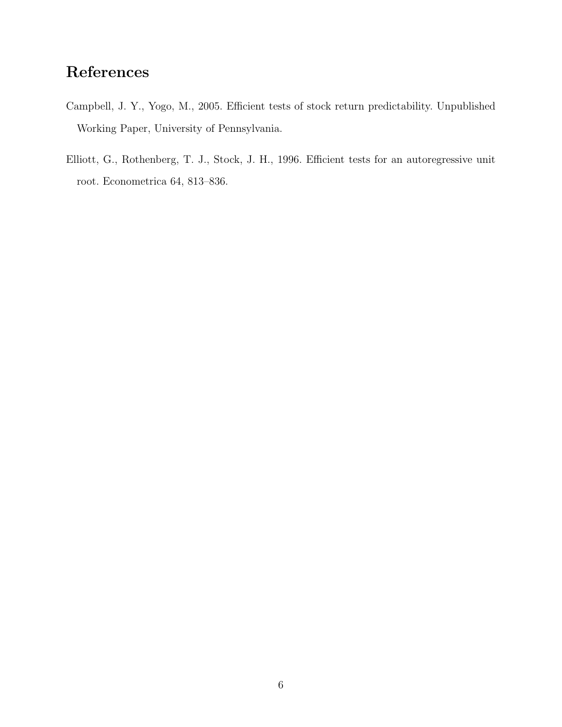# References

Campbell, J. Y., Yogo, M., 2005. Efficient tests of stock return predictability. Unpublished Working Paper, University of Pennsylvania.

Elliott, G., Rothenberg, T. J., Stock, J. H., 1996. Efficient tests for an autoregressive unit root. Econometrica 64, 813–836.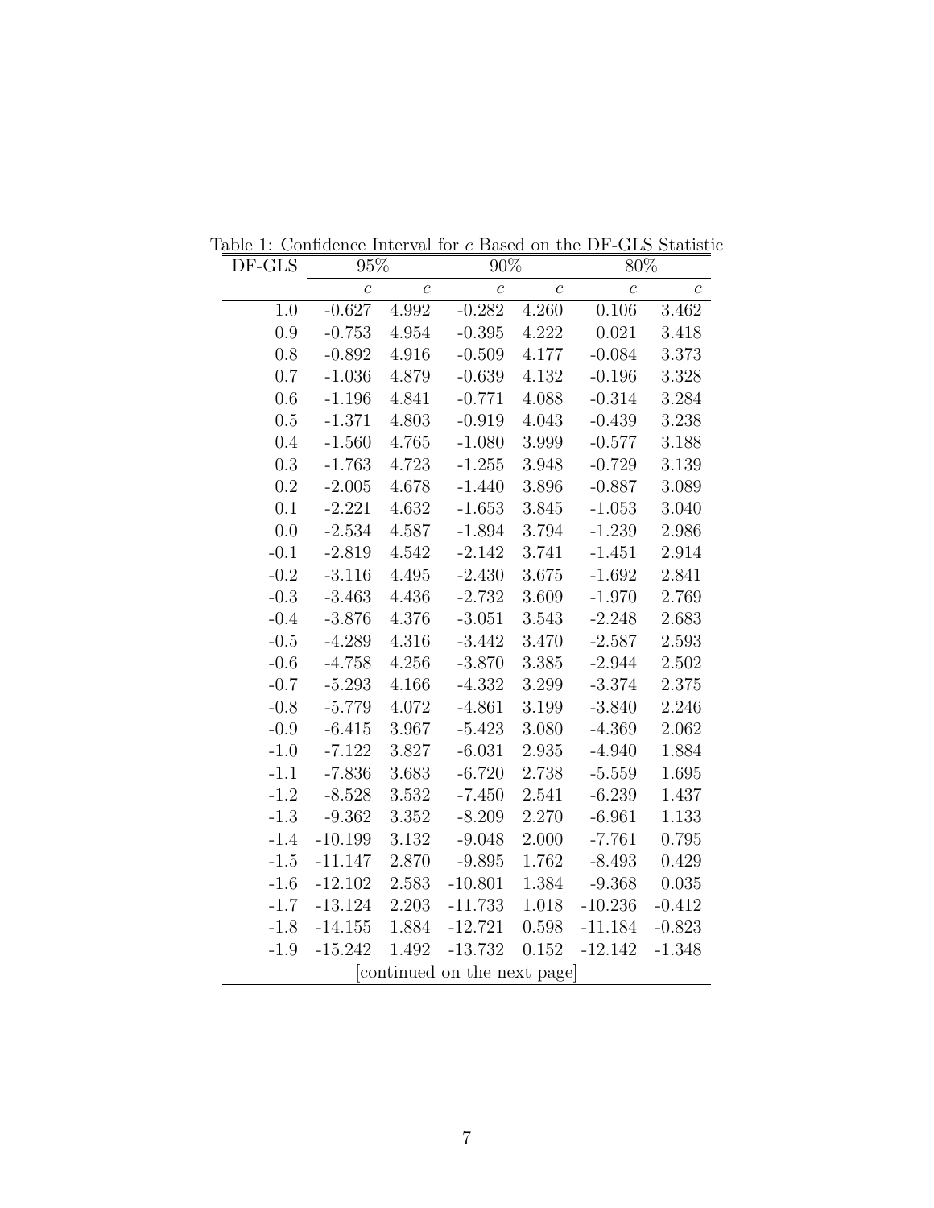Table 1: Confidence Interval for $c$ Based on the DF-GLS Statistic

| DF-GLS | 95% | | 90% | | 80% | |
|---|---|---|---|---|---|---|
| | $\underline{c}$ | $\overline{c}$ | $\underline{c}$ | $\overline{c}$ | $\underline{c}$ | $\overline{c}$ |
| 1.0 | -0.627 | 4.992 | -0.282 | 4.260 | 0.106 | 3.462 |
| 0.9 | -0.753 | 4.954 | -0.395 | 4.222 | 0.021 | 3.418 |
| 0.8 | -0.892 | 4.916 | -0.509 | 4.177 | -0.084 | 3.373 |
| 0.7 | -1.036 | 4.879 | -0.639 | 4.132 | -0.196 | 3.328 |
| 0.6 | -1.196 | 4.841 | -0.771 | 4.088 | -0.314 | 3.284 |
| 0.5 | -1.371 | 4.803 | -0.919 | 4.043 | -0.439 | 3.238 |
| 0.4 | -1.560 | 4.765 | -1.080 | 3.999 | -0.577 | 3.188 |
| 0.3 | -1.763 | 4.723 | -1.255 | 3.948 | -0.729 | 3.139 |
| 0.2 | -2.005 | 4.678 | -1.440 | 3.896 | -0.887 | 3.089 |
| 0.1 | -2.221 | 4.632 | -1.653 | 3.845 | -1.053 | 3.040 |
| 0.0 | -2.534 | 4.587 | -1.894 | 3.794 | -1.239 | 2.986 |
| -0.1 | -2.819 | 4.542 | -2.142 | 3.741 | -1.451 | 2.914 |
| -0.2 | -3.116 | 4.495 | -2.430 | 3.675 | -1.692 | 2.841 |
| -0.3 | -3.463 | 4.436 | -2.732 | 3.609 | -1.970 | 2.769 |
| -0.4 | -3.876 | 4.376 | -3.051 | 3.543 | -2.248 | 2.683 |
| -0.5 | -4.289 | 4.316 | -3.442 | 3.470 | -2.587 | 2.593 |
| -0.6 | -4.758 | 4.256 | -3.870 | 3.385 | -2.944 | 2.502 |
| -0.7 | -5.293 | 4.166 | -4.332 | 3.299 | -3.374 | 2.375 |
| -0.8 | -5.779 | 4.072 | -4.861 | 3.199 | -3.840 | 2.246 |
| -0.9 | -6.415 | 3.967 | -5.423 | 3.080 | -4.369 | 2.062 |
| -1.0 | -7.122 | 3.827 | -6.031 | 2.935 | -4.940 | 1.884 |
| -1.1 | -7.836 | 3.683 | -6.720 | 2.738 | -5.559 | 1.695 |
| -1.2 | -8.528 | 3.532 | -7.450 | 2.541 | -6.239 | 1.437 |
| -1.3 | -9.362 | 3.352 | -8.209 | 2.270 | -6.961 | 1.133 |
| -1.4 | -10.199 | 3.132 | -9.048 | 2.000 | -7.761 | 0.795 |
| -1.5 | -11.147 | 2.870 | -9.895 | 1.762 | -8.493 | 0.429 |
| -1.6 | -12.102 | 2.583 | -10.801 | 1.384 | -9.368 | 0.035 |
| -1.7 | -13.124 | 2.203 | -11.733 | 1.018 | -10.236 | -0.412 |
| -1.8 | -14.155 | 1.884 | -12.721 | 0.598 | -11.184 | -0.823 |
| -1.9 | -15.242 | 1.492 | -13.732 | 0.152 | -12.142 | -1.348 |

[continued on the next page]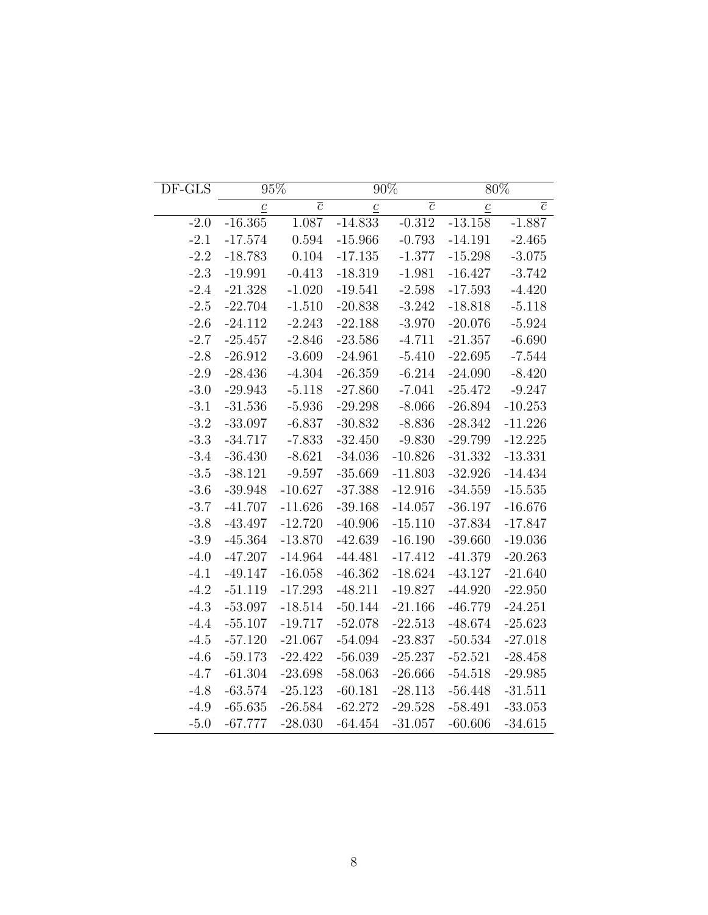| DF-GLS | 95% | | 90% | | 80% | |
|---|---|---|---|---|---|---|
| | $\underline{c}$ | $\overline{c}$ | $\underline{c}$ | $\overline{c}$ | $\underline{c}$ | $\overline{c}$ |
| -2.0 | -16.365 | 1.087 | -14.833 | -0.312 | -13.158 | -1.887 |
| -2.1 | -17.574 | 0.594 | -15.966 | -0.793 | -14.191 | -2.465 |
| -2.2 | -18.783 | 0.104 | -17.135 | -1.377 | -15.298 | -3.075 |
| -2.3 | -19.991 | -0.413 | -18.319 | -1.981 | -16.427 | -3.742 |
| -2.4 | -21.328 | -1.020 | -19.541 | -2.598 | -17.593 | -4.420 |
| -2.5 | -22.704 | -1.510 | -20.838 | -3.242 | -18.818 | -5.118 |
| -2.6 | -24.112 | -2.243 | -22.188 | -3.970 | -20.076 | -5.924 |
| -2.7 | -25.457 | -2.846 | -23.586 | -4.711 | -21.357 | -6.690 |
| -2.8 | -26.912 | -3.609 | -24.961 | -5.410 | -22.695 | -7.544 |
| -2.9 | -28.436 | -4.304 | -26.359 | -6.214 | -24.090 | -8.420 |
| -3.0 | -29.943 | -5.118 | -27.860 | -7.041 | -25.472 | -9.247 |
| -3.1 | -31.536 | -5.936 | -29.298 | -8.066 | -26.894 | -10.253 |
| -3.2 | -33.097 | -6.837 | -30.832 | -8.836 | -28.342 | -11.226 |
| -3.3 | -34.717 | -7.833 | -32.450 | -9.830 | -29.799 | -12.225 |
| -3.4 | -36.430 | -8.621 | -34.036 | -10.826 | -31.332 | -13.331 |
| -3.5 | -38.121 | -9.597 | -35.669 | -11.803 | -32.926 | -14.434 |
| -3.6 | -39.948 | -10.627 | -37.388 | -12.916 | -34.559 | -15.535 |
| -3.7 | -41.707 | -11.626 | -39.168 | -14.057 | -36.197 | -16.676 |
| -3.8 | -43.497 | -12.720 | -40.906 | -15.110 | -37.834 | -17.847 |
| -3.9 | -45.364 | -13.870 | -42.639 | -16.190 | -39.660 | -19.036 |
| -4.0 | -47.207 | -14.964 | -44.481 | -17.412 | -41.379 | -20.263 |
| -4.1 | -49.147 | -16.058 | -46.362 | -18.624 | -43.127 | -21.640 |
| -4.2 | -51.119 | -17.293 | -48.211 | -19.827 | -44.920 | -22.950 |
| -4.3 | -53.097 | -18.514 | -50.144 | -21.166 | -46.779 | -24.251 |
| -4.4 | -55.107 | -19.717 | -52.078 | -22.513 | -48.674 | -25.623 |
| -4.5 | -57.120 | -21.067 | -54.094 | -23.837 | -50.534 | -27.018 |
| -4.6 | -59.173 | -22.422 | -56.039 | -25.237 | -52.521 | -28.458 |
| -4.7 | -61.304 | -23.698 | -58.063 | -26.666 | -54.518 | -29.985 |
| -4.8 | -63.574 | -25.123 | -60.181 | -28.113 | -56.448 | -31.511 |
| -4.9 | -65.635 | -26.584 | -62.272 | -29.528 | -58.491 | -33.053 |
| -5.0 | -67.777 | -28.030 | -64.454 | -31.057 | -60.606 | -34.615 |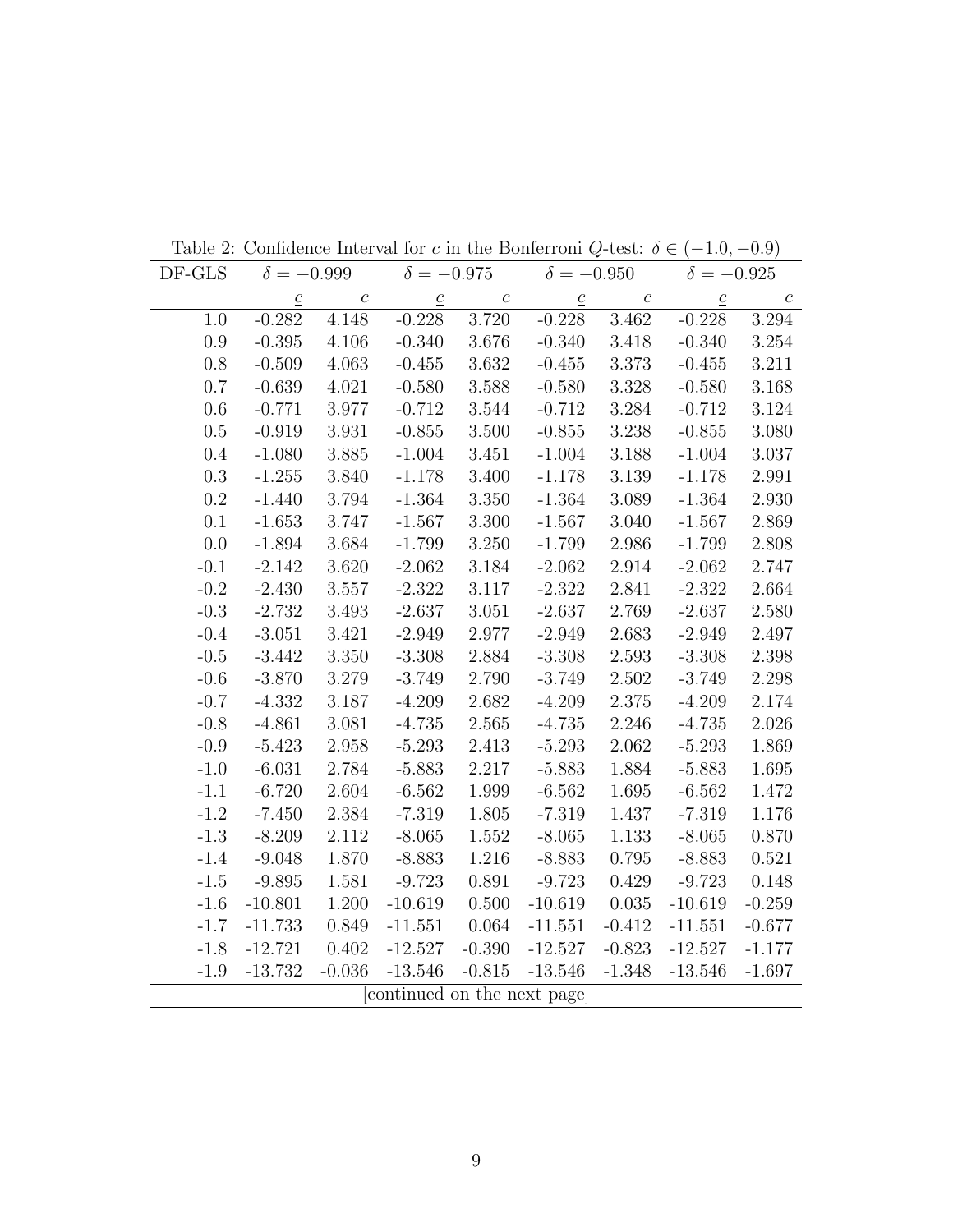Table 2: Confidence Interval for $c$ in the Bonferroni $Q$-test: $\delta \in (-1.0, -0.9)$

| DF-GLS | $\delta = -0.999$ | | $\delta = -0.975$ | | $\delta = -0.950$ | | $\delta = -0.925$ | |
|---|---|---|---|---|---|---|---|---|
| | $\underline{c}$ | $\overline{c}$ | $\underline{c}$ | $\overline{c}$ | $\underline{c}$ | $\overline{c}$ | $\underline{c}$ | $\overline{c}$ |
| 1.0 | -0.282 | 4.148 | -0.228 | 3.720 | -0.228 | 3.462 | -0.228 | 3.294 |
| 0.9 | -0.395 | 4.106 | -0.340 | 3.676 | -0.340 | 3.418 | -0.340 | 3.254 |
| 0.8 | -0.509 | 4.063 | -0.455 | 3.632 | -0.455 | 3.373 | -0.455 | 3.211 |
| 0.7 | -0.639 | 4.021 | -0.580 | 3.588 | -0.580 | 3.328 | -0.580 | 3.168 |
| 0.6 | -0.771 | 3.977 | -0.712 | 3.544 | -0.712 | 3.284 | -0.712 | 3.124 |
| 0.5 | -0.919 | 3.931 | -0.855 | 3.500 | -0.855 | 3.238 | -0.855 | 3.080 |
| 0.4 | -1.080 | 3.885 | -1.004 | 3.451 | -1.004 | 3.188 | -1.004 | 3.037 |
| 0.3 | -1.255 | 3.840 | -1.178 | 3.400 | -1.178 | 3.139 | -1.178 | 2.991 |
| 0.2 | -1.440 | 3.794 | -1.364 | 3.350 | -1.364 | 3.089 | -1.364 | 2.930 |
| 0.1 | -1.653 | 3.747 | -1.567 | 3.300 | -1.567 | 3.040 | -1.567 | 2.869 |
| 0.0 | -1.894 | 3.684 | -1.799 | 3.250 | -1.799 | 2.986 | -1.799 | 2.808 |
| -0.1 | -2.142 | 3.620 | -2.062 | 3.184 | -2.062 | 2.914 | -2.062 | 2.747 |
| -0.2 | -2.430 | 3.557 | -2.322 | 3.117 | -2.322 | 2.841 | -2.322 | 2.664 |
| -0.3 | -2.732 | 3.493 | -2.637 | 3.051 | -2.637 | 2.769 | -2.637 | 2.580 |
| -0.4 | -3.051 | 3.421 | -2.949 | 2.977 | -2.949 | 2.683 | -2.949 | 2.497 |
| -0.5 | -3.442 | 3.350 | -3.308 | 2.884 | -3.308 | 2.593 | -3.308 | 2.398 |
| -0.6 | -3.870 | 3.279 | -3.749 | 2.790 | -3.749 | 2.502 | -3.749 | 2.298 |
| -0.7 | -4.332 | 3.187 | -4.209 | 2.682 | -4.209 | 2.375 | -4.209 | 2.174 |
| -0.8 | -4.861 | 3.081 | -4.735 | 2.565 | -4.735 | 2.246 | -4.735 | 2.026 |
| -0.9 | -5.423 | 2.958 | -5.293 | 2.413 | -5.293 | 2.062 | -5.293 | 1.869 |
| -1.0 | -6.031 | 2.784 | -5.883 | 2.217 | -5.883 | 1.884 | -5.883 | 1.695 |
| -1.1 | -6.720 | 2.604 | -6.562 | 1.999 | -6.562 | 1.695 | -6.562 | 1.472 |
| -1.2 | -7.450 | 2.384 | -7.319 | 1.805 | -7.319 | 1.437 | -7.319 | 1.176 |
| -1.3 | -8.209 | 2.112 | -8.065 | 1.552 | -8.065 | 1.133 | -8.065 | 0.870 |
| -1.4 | -9.048 | 1.870 | -8.883 | 1.216 | -8.883 | 0.795 | -8.883 | 0.521 |
| -1.5 | -9.895 | 1.581 | -9.723 | 0.891 | -9.723 | 0.429 | -9.723 | 0.148 |
| -1.6 | -10.801 | 1.200 | -10.619 | 0.500 | -10.619 | 0.035 | -10.619 | -0.259 |
| -1.7 | -11.733 | 0.849 | -11.551 | 0.064 | -11.551 | -0.412 | -11.551 | -0.677 |
| -1.8 | -12.721 | 0.402 | -12.527 | -0.390 | -12.527 | -0.823 | -12.527 | -1.177 |
| -1.9 | -13.732 | -0.036 | -13.546 | -0.815 | -13.546 | -1.348 | -13.546 | -1.697 |

[continued on the next page]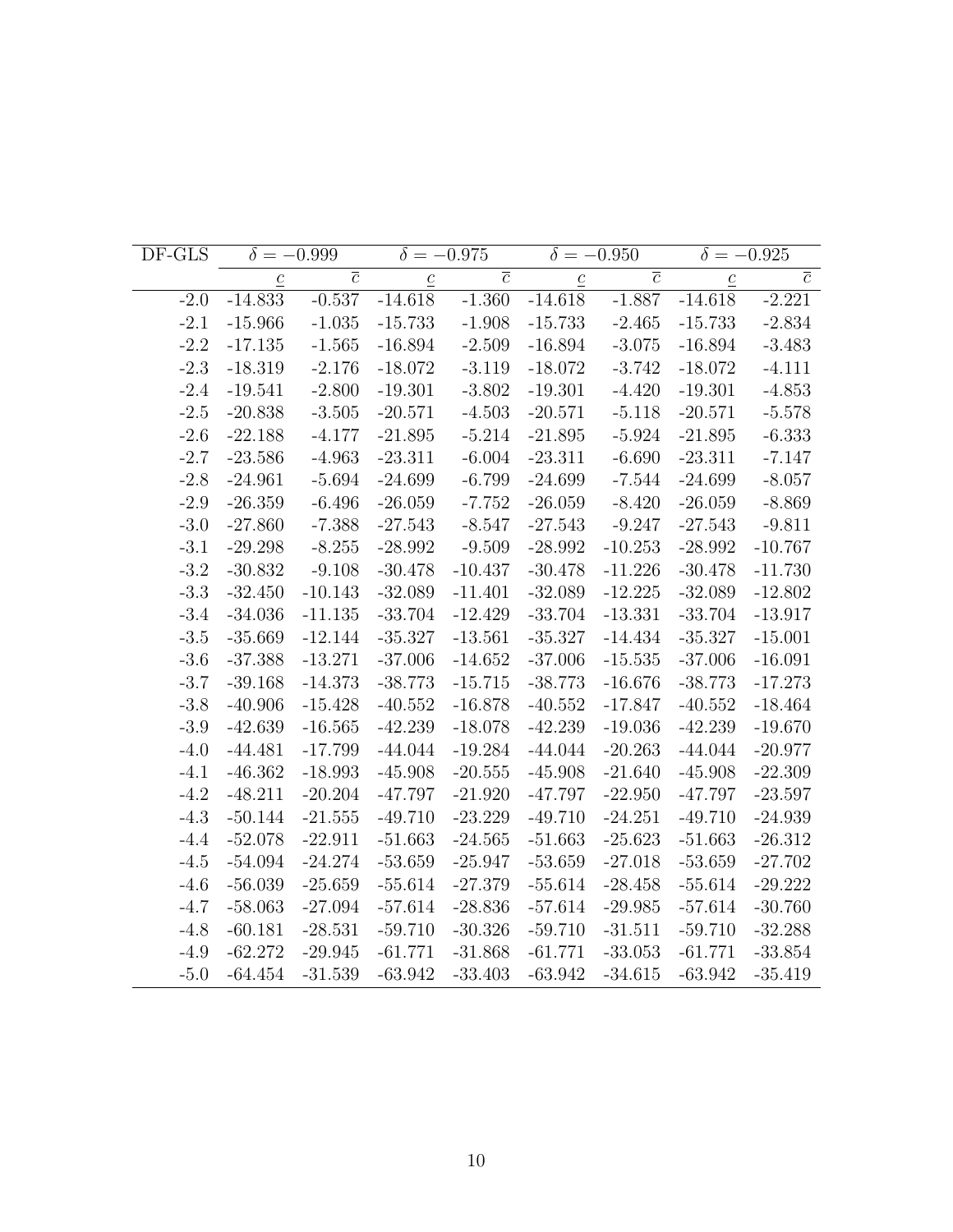| DF-GLS | $\delta = -0.999$ | | $\delta = -0.975$ | | $\delta = -0.950$ | | $\delta = -0.925$ | |
|---|---|---|---|---|---|---|---|---|
| | $\underline{c}$ | $\overline{c}$ | $\underline{c}$ | $\overline{c}$ | $\underline{c}$ | $\overline{c}$ | $\underline{c}$ | $\overline{c}$ |
| -2.0 | -14.833 | -0.537 | -14.618 | -1.360 | -14.618 | -1.887 | -14.618 | -2.221 |
| -2.1 | -15.966 | -1.035 | -15.733 | -1.908 | -15.733 | -2.465 | -15.733 | -2.834 |
| -2.2 | -17.135 | -1.565 | -16.894 | -2.509 | -16.894 | -3.075 | -16.894 | -3.483 |
| -2.3 | -18.319 | -2.176 | -18.072 | -3.119 | -18.072 | -3.742 | -18.072 | -4.111 |
| -2.4 | -19.541 | -2.800 | -19.301 | -3.802 | -19.301 | -4.420 | -19.301 | -4.853 |
| -2.5 | -20.838 | -3.505 | -20.571 | -4.503 | -20.571 | -5.118 | -20.571 | -5.578 |
| -2.6 | -22.188 | -4.177 | -21.895 | -5.214 | -21.895 | -5.924 | -21.895 | -6.333 |
| -2.7 | -23.586 | -4.963 | -23.311 | -6.004 | -23.311 | -6.690 | -23.311 | -7.147 |
| -2.8 | -24.961 | -5.694 | -24.699 | -6.799 | -24.699 | -7.544 | -24.699 | -8.057 |
| -2.9 | -26.359 | -6.496 | -26.059 | -7.752 | -26.059 | -8.420 | -26.059 | -8.869 |
| -3.0 | -27.860 | -7.388 | -27.543 | -8.547 | -27.543 | -9.247 | -27.543 | -9.811 |
| -3.1 | -29.298 | -8.255 | -28.992 | -9.509 | -28.992 | -10.253 | -28.992 | -10.767 |
| -3.2 | -30.832 | -9.108 | -30.478 | -10.437 | -30.478 | -11.226 | -30.478 | -11.730 |
| -3.3 | -32.450 | -10.143 | -32.089 | -11.401 | -32.089 | -12.225 | -32.089 | -12.802 |
| -3.4 | -34.036 | -11.135 | -33.704 | -12.429 | -33.704 | -13.331 | -33.704 | -13.917 |
| -3.5 | -35.669 | -12.144 | -35.327 | -13.561 | -35.327 | -14.434 | -35.327 | -15.001 |
| -3.6 | -37.388 | -13.271 | -37.006 | -14.652 | -37.006 | -15.535 | -37.006 | -16.091 |
| -3.7 | -39.168 | -14.373 | -38.773 | -15.715 | -38.773 | -16.676 | -38.773 | -17.273 |
| -3.8 | -40.906 | -15.428 | -40.552 | -16.878 | -40.552 | -17.847 | -40.552 | -18.464 |
| -3.9 | -42.639 | -16.565 | -42.239 | -18.078 | -42.239 | -19.036 | -42.239 | -19.670 |
| -4.0 | -44.481 | -17.799 | -44.044 | -19.284 | -44.044 | -20.263 | -44.044 | -20.977 |
| -4.1 | -46.362 | -18.993 | -45.908 | -20.555 | -45.908 | -21.640 | -45.908 | -22.309 |
| -4.2 | -48.211 | -20.204 | -47.797 | -21.920 | -47.797 | -22.950 | -47.797 | -23.597 |
| -4.3 | -50.144 | -21.555 | -49.710 | -23.229 | -49.710 | -24.251 | -49.710 | -24.939 |
| -4.4 | -52.078 | -22.911 | -51.663 | -24.565 | -51.663 | -25.623 | -51.663 | -26.312 |
| -4.5 | -54.094 | -24.274 | -53.659 | -25.947 | -53.659 | -27.018 | -53.659 | -27.702 |
| -4.6 | -56.039 | -25.659 | -55.614 | -27.379 | -55.614 | -28.458 | -55.614 | -29.222 |
| -4.7 | -58.063 | -27.094 | -57.614 | -28.836 | -57.614 | -29.985 | -57.614 | -30.760 |
| -4.8 | -60.181 | -28.531 | -59.710 | -30.326 | -59.710 | -31.511 | -59.710 | -32.288 |
| -4.9 | -62.272 | -29.945 | -61.771 | -31.868 | -61.771 | -33.053 | -61.771 | -33.854 |
| -5.0 | -64.454 | -31.539 | -63.942 | -33.403 | -63.942 | -34.615 | -63.942 | -35.419 |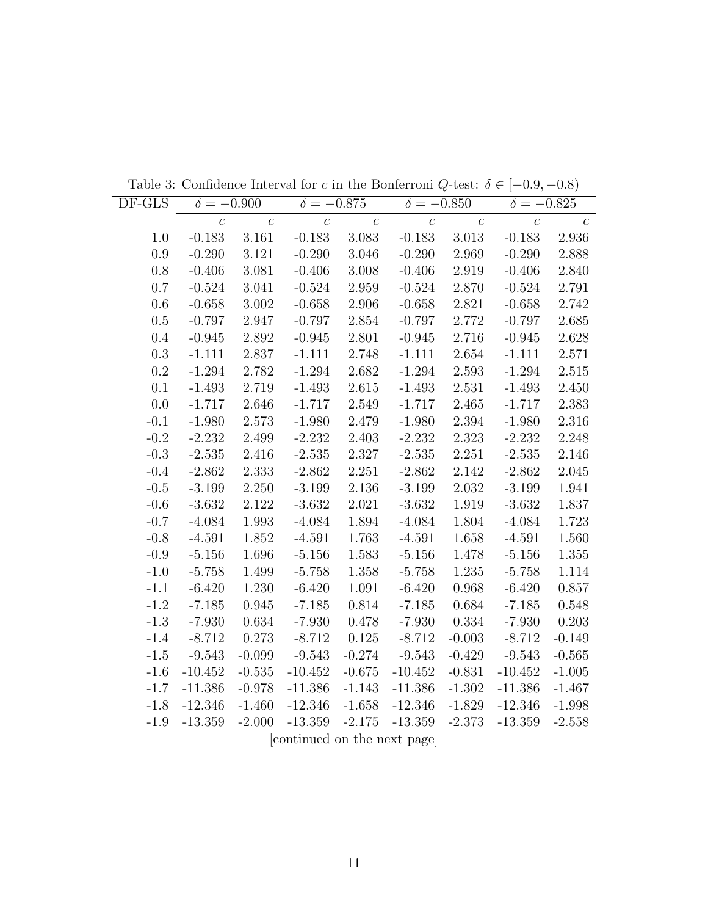Table 3: Confidence Interval for $c$ in the Bonferroni $Q$-test: $\delta \in [-0.9, -0.8)$

| DF-GLS | $\delta = -0.900$ | | $\delta = -0.875$ | | $\delta = -0.850$ | | $\delta = -0.825$ | |
|---|---|---|---|---|---|---|---|---|
| | $\underline{c}$ | $\overline{c}$ | $\underline{c}$ | $\overline{c}$ | $\underline{c}$ | $\overline{c}$ | $\underline{c}$ | $\overline{c}$ |
| 1.0 | -0.183 | 3.161 | -0.183 | 3.083 | -0.183 | 3.013 | -0.183 | 2.936 |
| 0.9 | -0.290 | 3.121 | -0.290 | 3.046 | -0.290 | 2.969 | -0.290 | 2.888 |
| 0.8 | -0.406 | 3.081 | -0.406 | 3.008 | -0.406 | 2.919 | -0.406 | 2.840 |
| 0.7 | -0.524 | 3.041 | -0.524 | 2.959 | -0.524 | 2.870 | -0.524 | 2.791 |
| 0.6 | -0.658 | 3.002 | -0.658 | 2.906 | -0.658 | 2.821 | -0.658 | 2.742 |
| 0.5 | -0.797 | 2.947 | -0.797 | 2.854 | -0.797 | 2.772 | -0.797 | 2.685 |
| 0.4 | -0.945 | 2.892 | -0.945 | 2.801 | -0.945 | 2.716 | -0.945 | 2.628 |
| 0.3 | -1.111 | 2.837 | -1.111 | 2.748 | -1.111 | 2.654 | -1.111 | 2.571 |
| 0.2 | -1.294 | 2.782 | -1.294 | 2.682 | -1.294 | 2.593 | -1.294 | 2.515 |
| 0.1 | -1.493 | 2.719 | -1.493 | 2.615 | -1.493 | 2.531 | -1.493 | 2.450 |
| 0.0 | -1.717 | 2.646 | -1.717 | 2.549 | -1.717 | 2.465 | -1.717 | 2.383 |
| -0.1 | -1.980 | 2.573 | -1.980 | 2.479 | -1.980 | 2.394 | -1.980 | 2.316 |
| -0.2 | -2.232 | 2.499 | -2.232 | 2.403 | -2.232 | 2.323 | -2.232 | 2.248 |
| -0.3 | -2.535 | 2.416 | -2.535 | 2.327 | -2.535 | 2.251 | -2.535 | 2.146 |
| -0.4 | -2.862 | 2.333 | -2.862 | 2.251 | -2.862 | 2.142 | -2.862 | 2.045 |
| -0.5 | -3.199 | 2.250 | -3.199 | 2.136 | -3.199 | 2.032 | -3.199 | 1.941 |
| -0.6 | -3.632 | 2.122 | -3.632 | 2.021 | -3.632 | 1.919 | -3.632 | 1.837 |
| -0.7 | -4.084 | 1.993 | -4.084 | 1.894 | -4.084 | 1.804 | -4.084 | 1.723 |
| -0.8 | -4.591 | 1.852 | -4.591 | 1.763 | -4.591 | 1.658 | -4.591 | 1.560 |
| -0.9 | -5.156 | 1.696 | -5.156 | 1.583 | -5.156 | 1.478 | -5.156 | 1.355 |
| -1.0 | -5.758 | 1.499 | -5.758 | 1.358 | -5.758 | 1.235 | -5.758 | 1.114 |
| -1.1 | -6.420 | 1.230 | -6.420 | 1.091 | -6.420 | 0.968 | -6.420 | 0.857 |
| -1.2 | -7.185 | 0.945 | -7.185 | 0.814 | -7.185 | 0.684 | -7.185 | 0.548 |
| -1.3 | -7.930 | 0.634 | -7.930 | 0.478 | -7.930 | 0.334 | -7.930 | 0.203 |
| -1.4 | -8.712 | 0.273 | -8.712 | 0.125 | -8.712 | -0.003 | -8.712 | -0.149 |
| -1.5 | -9.543 | -0.099 | -9.543 | -0.274 | -9.543 | -0.429 | -9.543 | -0.565 |
| -1.6 | -10.452 | -0.535 | -10.452 | -0.675 | -10.452 | -0.831 | -10.452 | -1.005 |
| -1.7 | -11.386 | -0.978 | -11.386 | -1.143 | -11.386 | -1.302 | -11.386 | -1.467 |
| -1.8 | -12.346 | -1.460 | -12.346 | -1.658 | -12.346 | -1.829 | -12.346 | -1.998 |
| -1.9 | -13.359 | -2.000 | -13.359 | -2.175 | -13.359 | -2.373 | -13.359 | -2.558 |

[continued on the next page]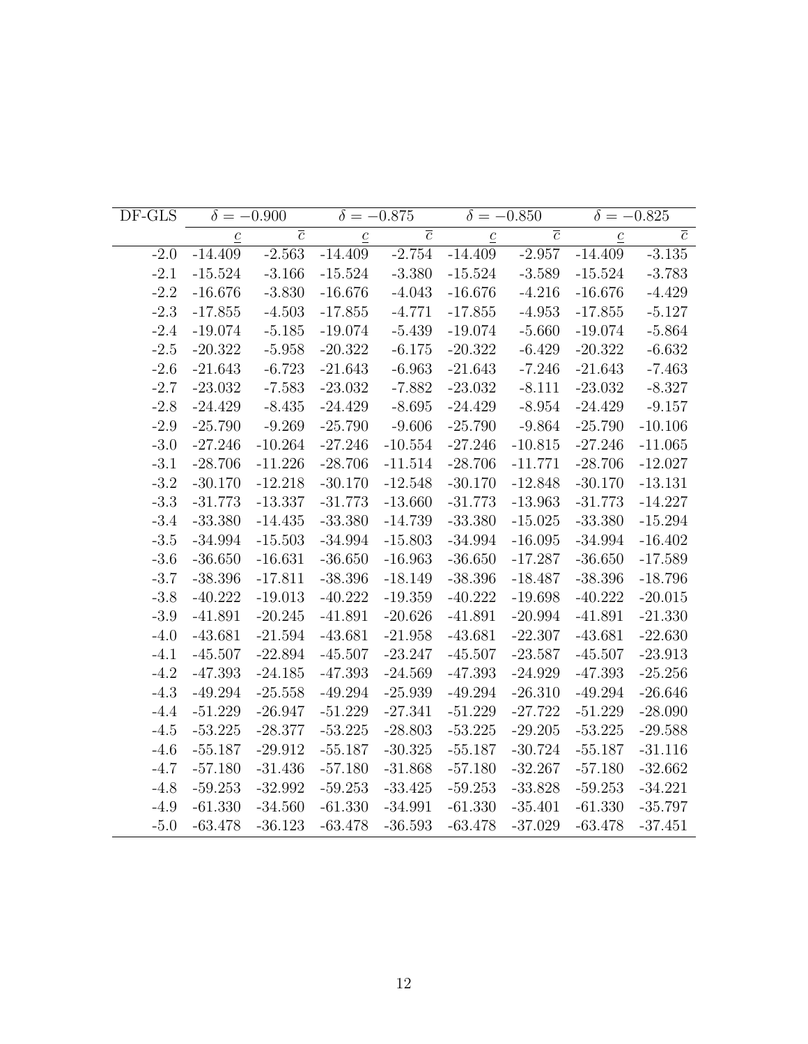| DF-GLS | $\delta = -0.900$ | | $\delta = -0.875$ | | $\delta = -0.850$ | | $\delta = -0.825$ | |
|---|---|---|---|---|---|---|---|---|
| | $\underline{c}$ | $\overline{c}$ | $\underline{c}$ | $\overline{c}$ | $\underline{c}$ | $\overline{c}$ | $\underline{c}$ | $\overline{c}$ |
| -2.0 | -14.409 | -2.563 | -14.409 | -2.754 | -14.409 | -2.957 | -14.409 | -3.135 |
| -2.1 | -15.524 | -3.166 | -15.524 | -3.380 | -15.524 | -3.589 | -15.524 | -3.783 |
| -2.2 | -16.676 | -3.830 | -16.676 | -4.043 | -16.676 | -4.216 | -16.676 | -4.429 |
| -2.3 | -17.855 | -4.503 | -17.855 | -4.771 | -17.855 | -4.953 | -17.855 | -5.127 |
| -2.4 | -19.074 | -5.185 | -19.074 | -5.439 | -19.074 | -5.660 | -19.074 | -5.864 |
| -2.5 | -20.322 | -5.958 | -20.322 | -6.175 | -20.322 | -6.429 | -20.322 | -6.632 |
| -2.6 | -21.643 | -6.723 | -21.643 | -6.963 | -21.643 | -7.246 | -21.643 | -7.463 |
| -2.7 | -23.032 | -7.583 | -23.032 | -7.882 | -23.032 | -8.111 | -23.032 | -8.327 |
| -2.8 | -24.429 | -8.435 | -24.429 | -8.695 | -24.429 | -8.954 | -24.429 | -9.157 |
| -2.9 | -25.790 | -9.269 | -25.790 | -9.606 | -25.790 | -9.864 | -25.790 | -10.106 |
| -3.0 | -27.246 | -10.264 | -27.246 | -10.554 | -27.246 | -10.815 | -27.246 | -11.065 |
| -3.1 | -28.706 | -11.226 | -28.706 | -11.514 | -28.706 | -11.771 | -28.706 | -12.027 |
| -3.2 | -30.170 | -12.218 | -30.170 | -12.548 | -30.170 | -12.848 | -30.170 | -13.131 |
| -3.3 | -31.773 | -13.337 | -31.773 | -13.660 | -31.773 | -13.963 | -31.773 | -14.227 |
| -3.4 | -33.380 | -14.435 | -33.380 | -14.739 | -33.380 | -15.025 | -33.380 | -15.294 |
| -3.5 | -34.994 | -15.503 | -34.994 | -15.803 | -34.994 | -16.095 | -34.994 | -16.402 |
| -3.6 | -36.650 | -16.631 | -36.650 | -16.963 | -36.650 | -17.287 | -36.650 | -17.589 |
| -3.7 | -38.396 | -17.811 | -38.396 | -18.149 | -38.396 | -18.487 | -38.396 | -18.796 |
| -3.8 | -40.222 | -19.013 | -40.222 | -19.359 | -40.222 | -19.698 | -40.222 | -20.015 |
| -3.9 | -41.891 | -20.245 | -41.891 | -20.626 | -41.891 | -20.994 | -41.891 | -21.330 |
| -4.0 | -43.681 | -21.594 | -43.681 | -21.958 | -43.681 | -22.307 | -43.681 | -22.630 |
| -4.1 | -45.507 | -22.894 | -45.507 | -23.247 | -45.507 | -23.587 | -45.507 | -23.913 |
| -4.2 | -47.393 | -24.185 | -47.393 | -24.569 | -47.393 | -24.929 | -47.393 | -25.256 |
| -4.3 | -49.294 | -25.558 | -49.294 | -25.939 | -49.294 | -26.310 | -49.294 | -26.646 |
| -4.4 | -51.229 | -26.947 | -51.229 | -27.341 | -51.229 | -27.722 | -51.229 | -28.090 |
| -4.5 | -53.225 | -28.377 | -53.225 | -28.803 | -53.225 | -29.205 | -53.225 | -29.588 |
| -4.6 | -55.187 | -29.912 | -55.187 | -30.325 | -55.187 | -30.724 | -55.187 | -31.116 |
| -4.7 | -57.180 | -31.436 | -57.180 | -31.868 | -57.180 | -32.267 | -57.180 | -32.662 |
| -4.8 | -59.253 | -32.992 | -59.253 | -33.425 | -59.253 | -33.828 | -59.253 | -34.221 |
| -4.9 | -61.330 | -34.560 | -61.330 | -34.991 | -61.330 | -35.401 | -61.330 | -35.797 |
| -5.0 | -63.478 | -36.123 | -63.478 | -36.593 | -63.478 | -37.029 | -63.478 | -37.451 |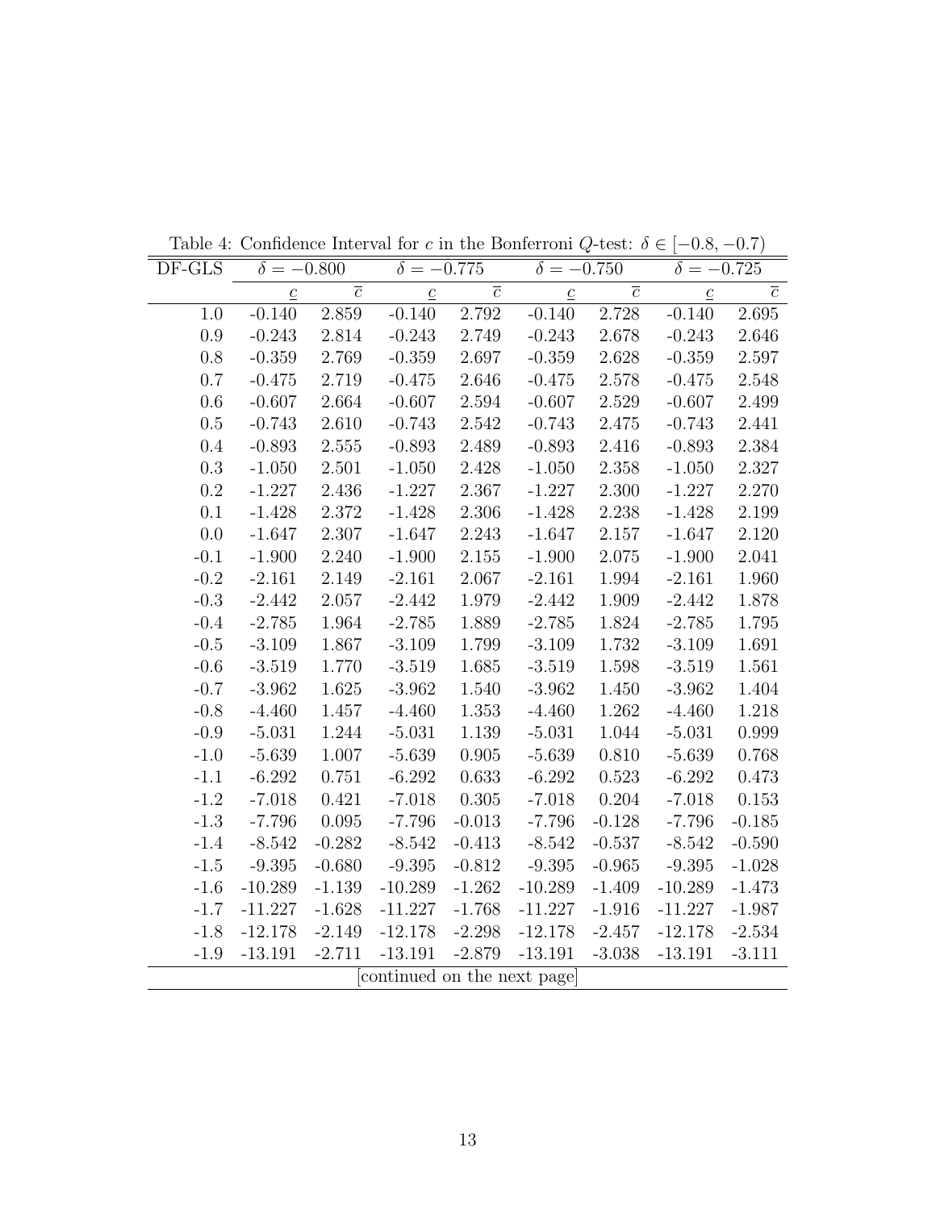Table 4: Confidence Interval for $c$ in the Bonferroni $Q$-test: $\delta \in [-0.8, -0.7)$

| DF-GLS | $\delta = -0.800$ | | $\delta = -0.775$ | | $\delta = -0.750$ | | $\delta = -0.725$ | |
|---|---|---|---|---|---|---|---|---|
| | $\underline{c}$ | $\overline{c}$ | $\underline{c}$ | $\overline{c}$ | $\underline{c}$ | $\overline{c}$ | $\underline{c}$ | $\overline{c}$ |
| 1.0 | -0.140 | 2.859 | -0.140 | 2.792 | -0.140 | 2.728 | -0.140 | 2.695 |
| 0.9 | -0.243 | 2.814 | -0.243 | 2.749 | -0.243 | 2.678 | -0.243 | 2.646 |
| 0.8 | -0.359 | 2.769 | -0.359 | 2.697 | -0.359 | 2.628 | -0.359 | 2.597 |
| 0.7 | -0.475 | 2.719 | -0.475 | 2.646 | -0.475 | 2.578 | -0.475 | 2.548 |
| 0.6 | -0.607 | 2.664 | -0.607 | 2.594 | -0.607 | 2.529 | -0.607 | 2.499 |
| 0.5 | -0.743 | 2.610 | -0.743 | 2.542 | -0.743 | 2.475 | -0.743 | 2.441 |
| 0.4 | -0.893 | 2.555 | -0.893 | 2.489 | -0.893 | 2.416 | -0.893 | 2.384 |
| 0.3 | -1.050 | 2.501 | -1.050 | 2.428 | -1.050 | 2.358 | -1.050 | 2.327 |
| 0.2 | -1.227 | 2.436 | -1.227 | 2.367 | -1.227 | 2.300 | -1.227 | 2.270 |
| 0.1 | -1.428 | 2.372 | -1.428 | 2.306 | -1.428 | 2.238 | -1.428 | 2.199 |
| 0.0 | -1.647 | 2.307 | -1.647 | 2.243 | -1.647 | 2.157 | -1.647 | 2.120 |
| -0.1 | -1.900 | 2.240 | -1.900 | 2.155 | -1.900 | 2.075 | -1.900 | 2.041 |
| -0.2 | -2.161 | 2.149 | -2.161 | 2.067 | -2.161 | 1.994 | -2.161 | 1.960 |
| -0.3 | -2.442 | 2.057 | -2.442 | 1.979 | -2.442 | 1.909 | -2.442 | 1.878 |
| -0.4 | -2.785 | 1.964 | -2.785 | 1.889 | -2.785 | 1.824 | -2.785 | 1.795 |
| -0.5 | -3.109 | 1.867 | -3.109 | 1.799 | -3.109 | 1.732 | -3.109 | 1.691 |
| -0.6 | -3.519 | 1.770 | -3.519 | 1.685 | -3.519 | 1.598 | -3.519 | 1.561 |
| -0.7 | -3.962 | 1.625 | -3.962 | 1.540 | -3.962 | 1.450 | -3.962 | 1.404 |
| -0.8 | -4.460 | 1.457 | -4.460 | 1.353 | -4.460 | 1.262 | -4.460 | 1.218 |
| -0.9 | -5.031 | 1.244 | -5.031 | 1.139 | -5.031 | 1.044 | -5.031 | 0.999 |
| -1.0 | -5.639 | 1.007 | -5.639 | 0.905 | -5.639 | 0.810 | -5.639 | 0.768 |
| -1.1 | -6.292 | 0.751 | -6.292 | 0.633 | -6.292 | 0.523 | -6.292 | 0.473 |
| -1.2 | -7.018 | 0.421 | -7.018 | 0.305 | -7.018 | 0.204 | -7.018 | 0.153 |
| -1.3 | -7.796 | 0.095 | -7.796 | -0.013 | -7.796 | -0.128 | -7.796 | -0.185 |
| -1.4 | -8.542 | -0.282 | -8.542 | -0.413 | -8.542 | -0.537 | -8.542 | -0.590 |
| -1.5 | -9.395 | -0.680 | -9.395 | -0.812 | -9.395 | -0.965 | -9.395 | -1.028 |
| -1.6 | -10.289 | -1.139 | -10.289 | -1.262 | -10.289 | -1.409 | -10.289 | -1.473 |
| -1.7 | -11.227 | -1.628 | -11.227 | -1.768 | -11.227 | -1.916 | -11.227 | -1.987 |
| -1.8 | -12.178 | -2.149 | -12.178 | -2.298 | -12.178 | -2.457 | -12.178 | -2.534 |
| -1.9 | -13.191 | -2.711 | -13.191 | -2.879 | -13.191 | -3.038 | -13.191 | -3.111 |

[continued on the next page]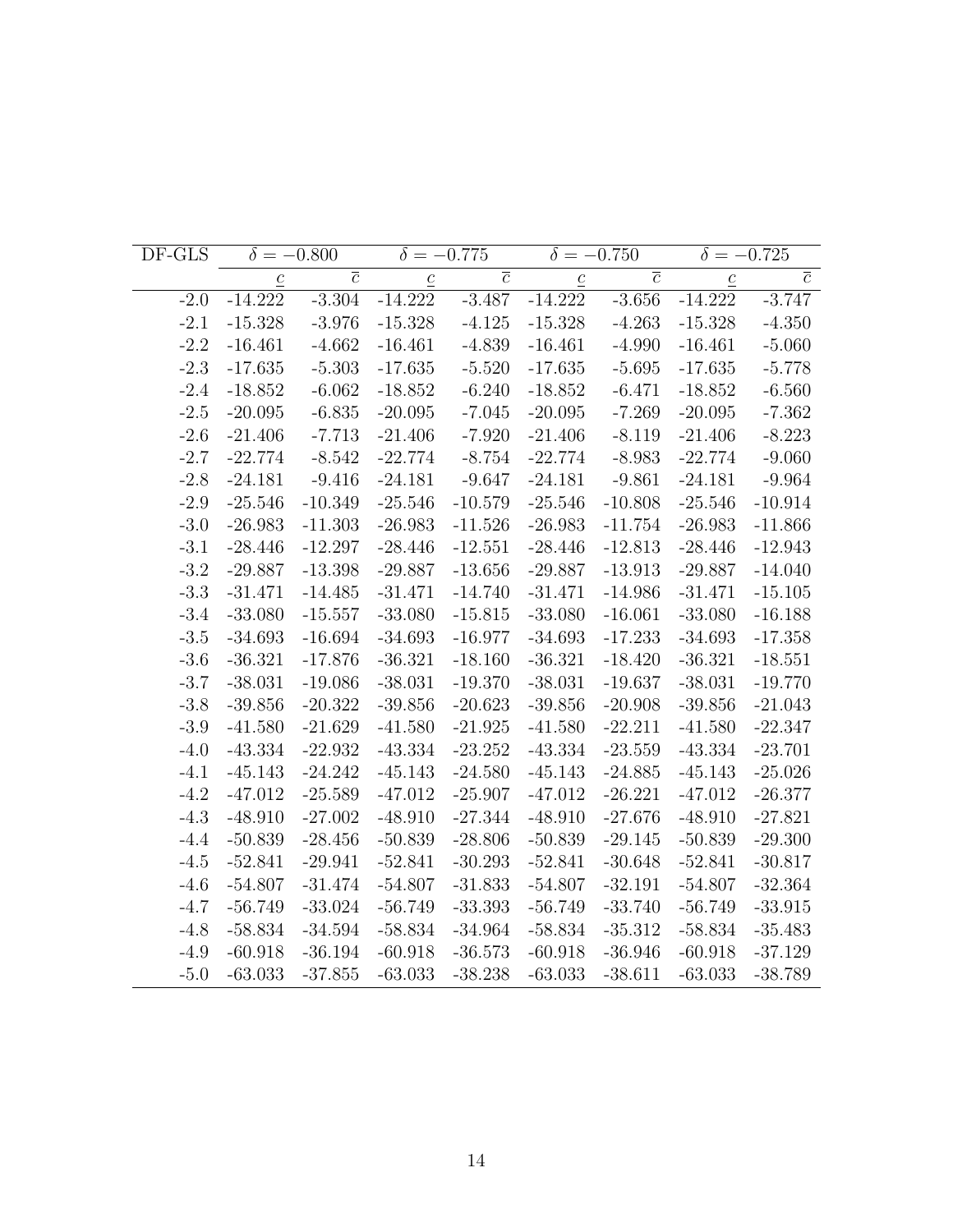| DF-GLS | $\delta = -0.800$ | | $\delta = -0.775$ | | $\delta = -0.750$ | | $\delta = -0.725$ | |
|---|---|---|---|---|---|---|---|---|
| | $\underline{c}$ | $\overline{c}$ | $\underline{c}$ | $\overline{c}$ | $\underline{c}$ | $\overline{c}$ | $\underline{c}$ | $\overline{c}$ |
| -2.0 | -14.222 | -3.304 | -14.222 | -3.487 | -14.222 | -3.656 | -14.222 | -3.747 |
| -2.1 | -15.328 | -3.976 | -15.328 | -4.125 | -15.328 | -4.263 | -15.328 | -4.350 |
| -2.2 | -16.461 | -4.662 | -16.461 | -4.839 | -16.461 | -4.990 | -16.461 | -5.060 |
| -2.3 | -17.635 | -5.303 | -17.635 | -5.520 | -17.635 | -5.695 | -17.635 | -5.778 |
| -2.4 | -18.852 | -6.062 | -18.852 | -6.240 | -18.852 | -6.471 | -18.852 | -6.560 |
| -2.5 | -20.095 | -6.835 | -20.095 | -7.045 | -20.095 | -7.269 | -20.095 | -7.362 |
| -2.6 | -21.406 | -7.713 | -21.406 | -7.920 | -21.406 | -8.119 | -21.406 | -8.223 |
| -2.7 | -22.774 | -8.542 | -22.774 | -8.754 | -22.774 | -8.983 | -22.774 | -9.060 |
| -2.8 | -24.181 | -9.416 | -24.181 | -9.647 | -24.181 | -9.861 | -24.181 | -9.964 |
| -2.9 | -25.546 | -10.349 | -25.546 | -10.579 | -25.546 | -10.808 | -25.546 | -10.914 |
| -3.0 | -26.983 | -11.303 | -26.983 | -11.526 | -26.983 | -11.754 | -26.983 | -11.866 |
| -3.1 | -28.446 | -12.297 | -28.446 | -12.551 | -28.446 | -12.813 | -28.446 | -12.943 |
| -3.2 | -29.887 | -13.398 | -29.887 | -13.656 | -29.887 | -13.913 | -29.887 | -14.040 |
| -3.3 | -31.471 | -14.485 | -31.471 | -14.740 | -31.471 | -14.986 | -31.471 | -15.105 |
| -3.4 | -33.080 | -15.557 | -33.080 | -15.815 | -33.080 | -16.061 | -33.080 | -16.188 |
| -3.5 | -34.693 | -16.694 | -34.693 | -16.977 | -34.693 | -17.233 | -34.693 | -17.358 |
| -3.6 | -36.321 | -17.876 | -36.321 | -18.160 | -36.321 | -18.420 | -36.321 | -18.551 |
| -3.7 | -38.031 | -19.086 | -38.031 | -19.370 | -38.031 | -19.637 | -38.031 | -19.770 |
| -3.8 | -39.856 | -20.322 | -39.856 | -20.623 | -39.856 | -20.908 | -39.856 | -21.043 |
| -3.9 | -41.580 | -21.629 | -41.580 | -21.925 | -41.580 | -22.211 | -41.580 | -22.347 |
| -4.0 | -43.334 | -22.932 | -43.334 | -23.252 | -43.334 | -23.559 | -43.334 | -23.701 |
| -4.1 | -45.143 | -24.242 | -45.143 | -24.580 | -45.143 | -24.885 | -45.143 | -25.026 |
| -4.2 | -47.012 | -25.589 | -47.012 | -25.907 | -47.012 | -26.221 | -47.012 | -26.377 |
| -4.3 | -48.910 | -27.002 | -48.910 | -27.344 | -48.910 | -27.676 | -48.910 | -27.821 |
| -4.4 | -50.839 | -28.456 | -50.839 | -28.806 | -50.839 | -29.145 | -50.839 | -29.300 |
| -4.5 | -52.841 | -29.941 | -52.841 | -30.293 | -52.841 | -30.648 | -52.841 | -30.817 |
| -4.6 | -54.807 | -31.474 | -54.807 | -31.833 | -54.807 | -32.191 | -54.807 | -32.364 |
| -4.7 | -56.749 | -33.024 | -56.749 | -33.393 | -56.749 | -33.740 | -56.749 | -33.915 |
| -4.8 | -58.834 | -34.594 | -58.834 | -34.964 | -58.834 | -35.312 | -58.834 | -35.483 |
| -4.9 | -60.918 | -36.194 | -60.918 | -36.573 | -60.918 | -36.946 | -60.918 | -37.129 |
| -5.0 | -63.033 | -37.855 | -63.033 | -38.238 | -63.033 | -38.611 | -63.033 | -38.789 |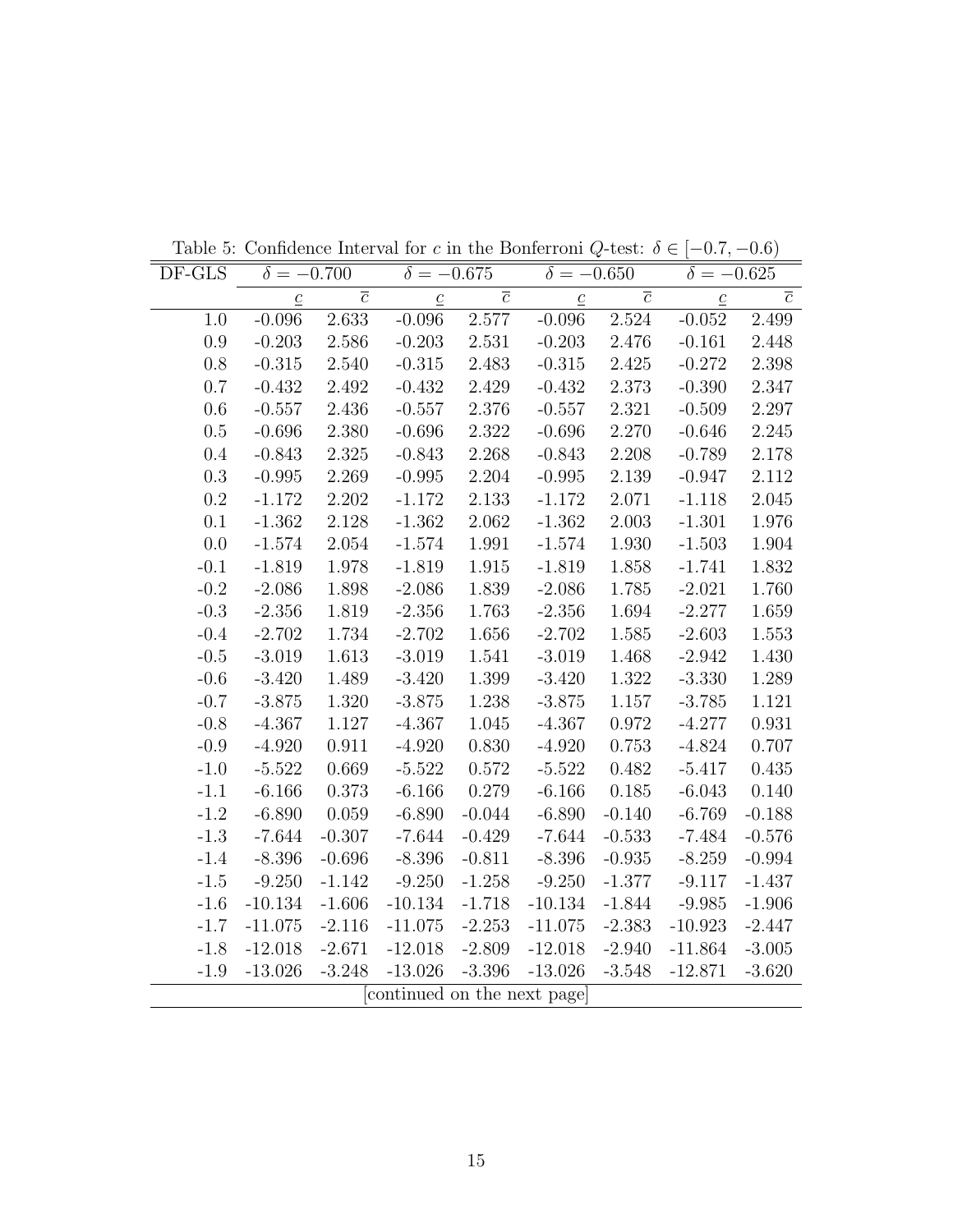Table 5: Confidence Interval for $c$ in the Bonferroni $Q$-test: $\delta \in [-0.7, -0.6)$

| DF-GLS | $\delta = -0.700$ | | $\delta = -0.675$ | | $\delta = -0.650$ | | $\delta = -0.625$ | |
|---|---|---|---|---|---|---|---|---|
| | $\underline{c}$ | $\overline{c}$ | $\underline{c}$ | $\overline{c}$ | $\underline{c}$ | $\overline{c}$ | $\underline{c}$ | $\overline{c}$ |
| 1.0 | -0.096 | 2.633 | -0.096 | 2.577 | -0.096 | 2.524 | -0.052 | 2.499 |
| 0.9 | -0.203 | 2.586 | -0.203 | 2.531 | -0.203 | 2.476 | -0.161 | 2.448 |
| 0.8 | -0.315 | 2.540 | -0.315 | 2.483 | -0.315 | 2.425 | -0.272 | 2.398 |
| 0.7 | -0.432 | 2.492 | -0.432 | 2.429 | -0.432 | 2.373 | -0.390 | 2.347 |
| 0.6 | -0.557 | 2.436 | -0.557 | 2.376 | -0.557 | 2.321 | -0.509 | 2.297 |
| 0.5 | -0.696 | 2.380 | -0.696 | 2.322 | -0.696 | 2.270 | -0.646 | 2.245 |
| 0.4 | -0.843 | 2.325 | -0.843 | 2.268 | -0.843 | 2.208 | -0.789 | 2.178 |
| 0.3 | -0.995 | 2.269 | -0.995 | 2.204 | -0.995 | 2.139 | -0.947 | 2.112 |
| 0.2 | -1.172 | 2.202 | -1.172 | 2.133 | -1.172 | 2.071 | -1.118 | 2.045 |
| 0.1 | -1.362 | 2.128 | -1.362 | 2.062 | -1.362 | 2.003 | -1.301 | 1.976 |
| 0.0 | -1.574 | 2.054 | -1.574 | 1.991 | -1.574 | 1.930 | -1.503 | 1.904 |
| -0.1 | -1.819 | 1.978 | -1.819 | 1.915 | -1.819 | 1.858 | -1.741 | 1.832 |
| -0.2 | -2.086 | 1.898 | -2.086 | 1.839 | -2.086 | 1.785 | -2.021 | 1.760 |
| -0.3 | -2.356 | 1.819 | -2.356 | 1.763 | -2.356 | 1.694 | -2.277 | 1.659 |
| -0.4 | -2.702 | 1.734 | -2.702 | 1.656 | -2.702 | 1.585 | -2.603 | 1.553 |
| -0.5 | -3.019 | 1.613 | -3.019 | 1.541 | -3.019 | 1.468 | -2.942 | 1.430 |
| -0.6 | -3.420 | 1.489 | -3.420 | 1.399 | -3.420 | 1.322 | -3.330 | 1.289 |
| -0.7 | -3.875 | 1.320 | -3.875 | 1.238 | -3.875 | 1.157 | -3.785 | 1.121 |
| -0.8 | -4.367 | 1.127 | -4.367 | 1.045 | -4.367 | 0.972 | -4.277 | 0.931 |
| -0.9 | -4.920 | 0.911 | -4.920 | 0.830 | -4.920 | 0.753 | -4.824 | 0.707 |
| -1.0 | -5.522 | 0.669 | -5.522 | 0.572 | -5.522 | 0.482 | -5.417 | 0.435 |
| -1.1 | -6.166 | 0.373 | -6.166 | 0.279 | -6.166 | 0.185 | -6.043 | 0.140 |
| -1.2 | -6.890 | 0.059 | -6.890 | -0.044 | -6.890 | -0.140 | -6.769 | -0.188 |
| -1.3 | -7.644 | -0.307 | -7.644 | -0.429 | -7.644 | -0.533 | -7.484 | -0.576 |
| -1.4 | -8.396 | -0.696 | -8.396 | -0.811 | -8.396 | -0.935 | -8.259 | -0.994 |
| -1.5 | -9.250 | -1.142 | -9.250 | -1.258 | -9.250 | -1.377 | -9.117 | -1.437 |
| -1.6 | -10.134 | -1.606 | -10.134 | -1.718 | -10.134 | -1.844 | -9.985 | -1.906 |
| -1.7 | -11.075 | -2.116 | -11.075 | -2.253 | -11.075 | -2.383 | -10.923 | -2.447 |
| -1.8 | -12.018 | -2.671 | -12.018 | -2.809 | -12.018 | -2.940 | -11.864 | -3.005 |
| -1.9 | -13.026 | -3.248 | -13.026 | -3.396 | -13.026 | -3.548 | -12.871 | -3.620 |

[continued on the next page]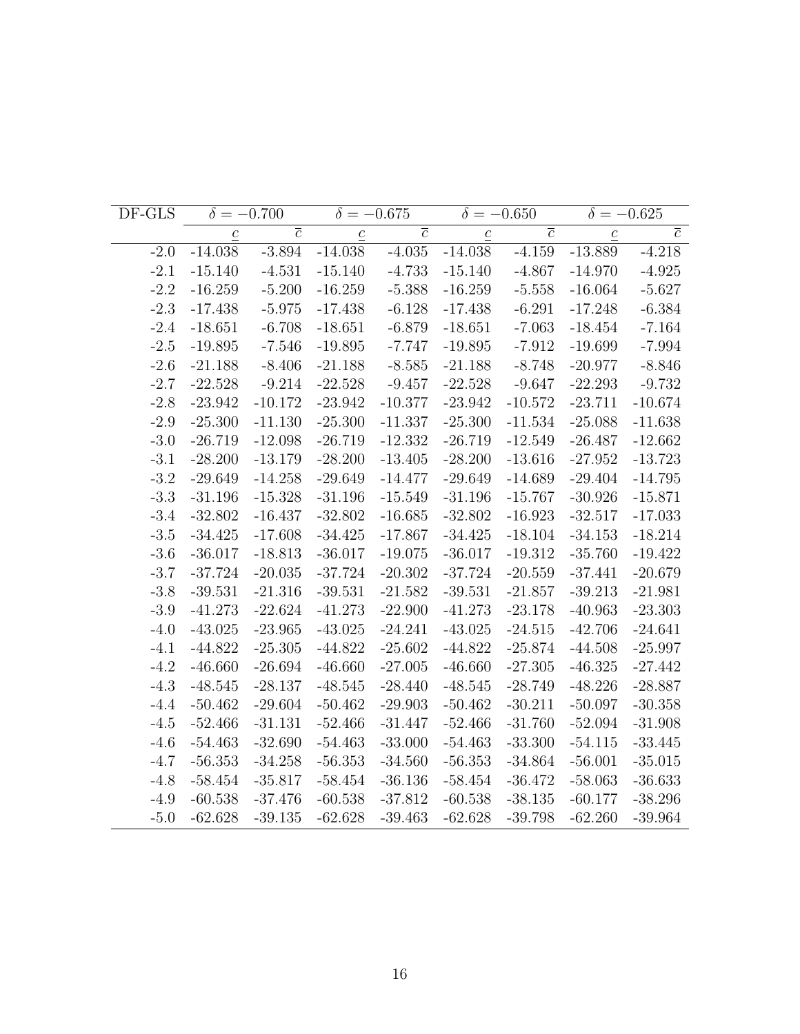| DF-GLS | $\delta = -0.700$ | | $\delta = -0.675$ | | $\delta = -0.650$ | | $\delta = -0.625$ | |
|---|---|---|---|---|---|---|---|---|
| | $\underline{c}$ | $\overline{c}$ | $\underline{c}$ | $\overline{c}$ | $\underline{c}$ | $\overline{c}$ | $\underline{c}$ | $\overline{c}$ |
| -2.0 | -14.038 | -3.894 | -14.038 | -4.035 | -14.038 | -4.159 | -13.889 | -4.218 |
| -2.1 | -15.140 | -4.531 | -15.140 | -4.733 | -15.140 | -4.867 | -14.970 | -4.925 |
| -2.2 | -16.259 | -5.200 | -16.259 | -5.388 | -16.259 | -5.558 | -16.064 | -5.627 |
| -2.3 | -17.438 | -5.975 | -17.438 | -6.128 | -17.438 | -6.291 | -17.248 | -6.384 |
| -2.4 | -18.651 | -6.708 | -18.651 | -6.879 | -18.651 | -7.063 | -18.454 | -7.164 |
| -2.5 | -19.895 | -7.546 | -19.895 | -7.747 | -19.895 | -7.912 | -19.699 | -7.994 |
| -2.6 | -21.188 | -8.406 | -21.188 | -8.585 | -21.188 | -8.748 | -20.977 | -8.846 |
| -2.7 | -22.528 | -9.214 | -22.528 | -9.457 | -22.528 | -9.647 | -22.293 | -9.732 |
| -2.8 | -23.942 | -10.172 | -23.942 | -10.377 | -23.942 | -10.572 | -23.711 | -10.674 |
| -2.9 | -25.300 | -11.130 | -25.300 | -11.337 | -25.300 | -11.534 | -25.088 | -11.638 |
| -3.0 | -26.719 | -12.098 | -26.719 | -12.332 | -26.719 | -12.549 | -26.487 | -12.662 |
| -3.1 | -28.200 | -13.179 | -28.200 | -13.405 | -28.200 | -13.616 | -27.952 | -13.723 |
| -3.2 | -29.649 | -14.258 | -29.649 | -14.477 | -29.649 | -14.689 | -29.404 | -14.795 |
| -3.3 | -31.196 | -15.328 | -31.196 | -15.549 | -31.196 | -15.767 | -30.926 | -15.871 |
| -3.4 | -32.802 | -16.437 | -32.802 | -16.685 | -32.802 | -16.923 | -32.517 | -17.033 |
| -3.5 | -34.425 | -17.608 | -34.425 | -17.867 | -34.425 | -18.104 | -34.153 | -18.214 |
| -3.6 | -36.017 | -18.813 | -36.017 | -19.075 | -36.017 | -19.312 | -35.760 | -19.422 |
| -3.7 | -37.724 | -20.035 | -37.724 | -20.302 | -37.724 | -20.559 | -37.441 | -20.679 |
| -3.8 | -39.531 | -21.316 | -39.531 | -21.582 | -39.531 | -21.857 | -39.213 | -21.981 |
| -3.9 | -41.273 | -22.624 | -41.273 | -22.900 | -41.273 | -23.178 | -40.963 | -23.303 |
| -4.0 | -43.025 | -23.965 | -43.025 | -24.241 | -43.025 | -24.515 | -42.706 | -24.641 |
| -4.1 | -44.822 | -25.305 | -44.822 | -25.602 | -44.822 | -25.874 | -44.508 | -25.997 |
| -4.2 | -46.660 | -26.694 | -46.660 | -27.005 | -46.660 | -27.305 | -46.325 | -27.442 |
| -4.3 | -48.545 | -28.137 | -48.545 | -28.440 | -48.545 | -28.749 | -48.226 | -28.887 |
| -4.4 | -50.462 | -29.604 | -50.462 | -29.903 | -50.462 | -30.211 | -50.097 | -30.358 |
| -4.5 | -52.466 | -31.131 | -52.466 | -31.447 | -52.466 | -31.760 | -52.094 | -31.908 |
| -4.6 | -54.463 | -32.690 | -54.463 | -33.000 | -54.463 | -33.300 | -54.115 | -33.445 |
| -4.7 | -56.353 | -34.258 | -56.353 | -34.560 | -56.353 | -34.864 | -56.001 | -35.015 |
| -4.8 | -58.454 | -35.817 | -58.454 | -36.136 | -58.454 | -36.472 | -58.063 | -36.633 |
| -4.9 | -60.538 | -37.476 | -60.538 | -37.812 | -60.538 | -38.135 | -60.177 | -38.296 |
| -5.0 | -62.628 | -39.135 | -62.628 | -39.463 | -62.628 | -39.798 | -62.260 | -39.964 |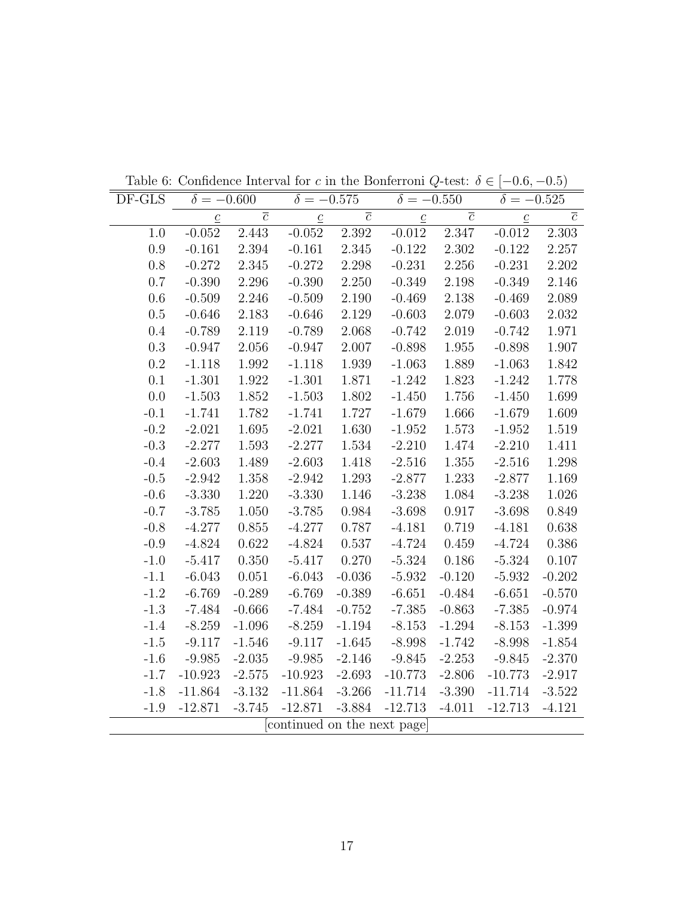Table 6: Confidence Interval for $c$ in the Bonferroni $Q$-test: $\delta \in [-0.6, -0.5)$

| DF-GLS | $\delta = -0.600$ | | $\delta = -0.575$ | | $\delta = -0.550$ | | $\delta = -0.525$ | |
|---|---|---|---|---|---|---|---|---|
| | $\underline{c}$ | $\overline{c}$ | $\underline{c}$ | $\overline{c}$ | $\underline{c}$ | $\overline{c}$ | $\underline{c}$ | $\overline{c}$ |
| 1.0 | -0.052 | 2.443 | -0.052 | 2.392 | -0.012 | 2.347 | -0.012 | 2.303 |
| 0.9 | -0.161 | 2.394 | -0.161 | 2.345 | -0.122 | 2.302 | -0.122 | 2.257 |
| 0.8 | -0.272 | 2.345 | -0.272 | 2.298 | -0.231 | 2.256 | -0.231 | 2.202 |
| 0.7 | -0.390 | 2.296 | -0.390 | 2.250 | -0.349 | 2.198 | -0.349 | 2.146 |
| 0.6 | -0.509 | 2.246 | -0.509 | 2.190 | -0.469 | 2.138 | -0.469 | 2.089 |
| 0.5 | -0.646 | 2.183 | -0.646 | 2.129 | -0.603 | 2.079 | -0.603 | 2.032 |
| 0.4 | -0.789 | 2.119 | -0.789 | 2.068 | -0.742 | 2.019 | -0.742 | 1.971 |
| 0.3 | -0.947 | 2.056 | -0.947 | 2.007 | -0.898 | 1.955 | -0.898 | 1.907 |
| 0.2 | -1.118 | 1.992 | -1.118 | 1.939 | -1.063 | 1.889 | -1.063 | 1.842 |
| 0.1 | -1.301 | 1.922 | -1.301 | 1.871 | -1.242 | 1.823 | -1.242 | 1.778 |
| 0.0 | -1.503 | 1.852 | -1.503 | 1.802 | -1.450 | 1.756 | -1.450 | 1.699 |
| -0.1 | -1.741 | 1.782 | -1.741 | 1.727 | -1.679 | 1.666 | -1.679 | 1.609 |
| -0.2 | -2.021 | 1.695 | -2.021 | 1.630 | -1.952 | 1.573 | -1.952 | 1.519 |
| -0.3 | -2.277 | 1.593 | -2.277 | 1.534 | -2.210 | 1.474 | -2.210 | 1.411 |
| -0.4 | -2.603 | 1.489 | -2.603 | 1.418 | -2.516 | 1.355 | -2.516 | 1.298 |
| -0.5 | -2.942 | 1.358 | -2.942 | 1.293 | -2.877 | 1.233 | -2.877 | 1.169 |
| -0.6 | -3.330 | 1.220 | -3.330 | 1.146 | -3.238 | 1.084 | -3.238 | 1.026 |
| -0.7 | -3.785 | 1.050 | -3.785 | 0.984 | -3.698 | 0.917 | -3.698 | 0.849 |
| -0.8 | -4.277 | 0.855 | -4.277 | 0.787 | -4.181 | 0.719 | -4.181 | 0.638 |
| -0.9 | -4.824 | 0.622 | -4.824 | 0.537 | -4.724 | 0.459 | -4.724 | 0.386 |
| -1.0 | -5.417 | 0.350 | -5.417 | 0.270 | -5.324 | 0.186 | -5.324 | 0.107 |
| -1.1 | -6.043 | 0.051 | -6.043 | -0.036 | -5.932 | -0.120 | -5.932 | -0.202 |
| -1.2 | -6.769 | -0.289 | -6.769 | -0.389 | -6.651 | -0.484 | -6.651 | -0.570 |
| -1.3 | -7.484 | -0.666 | -7.484 | -0.752 | -7.385 | -0.863 | -7.385 | -0.974 |
| -1.4 | -8.259 | -1.096 | -8.259 | -1.194 | -8.153 | -1.294 | -8.153 | -1.399 |
| -1.5 | -9.117 | -1.546 | -9.117 | -1.645 | -8.998 | -1.742 | -8.998 | -1.854 |
| -1.6 | -9.985 | -2.035 | -9.985 | -2.146 | -9.845 | -2.253 | -9.845 | -2.370 |
| -1.7 | -10.923 | -2.575 | -10.923 | -2.693 | -10.773 | -2.806 | -10.773 | -2.917 |
| -1.8 | -11.864 | -3.132 | -11.864 | -3.266 | -11.714 | -3.390 | -11.714 | -3.522 |
| -1.9 | -12.871 | -3.745 | -12.871 | -3.884 | -12.713 | -4.011 | -12.713 | -4.121 |

[continued on the next page]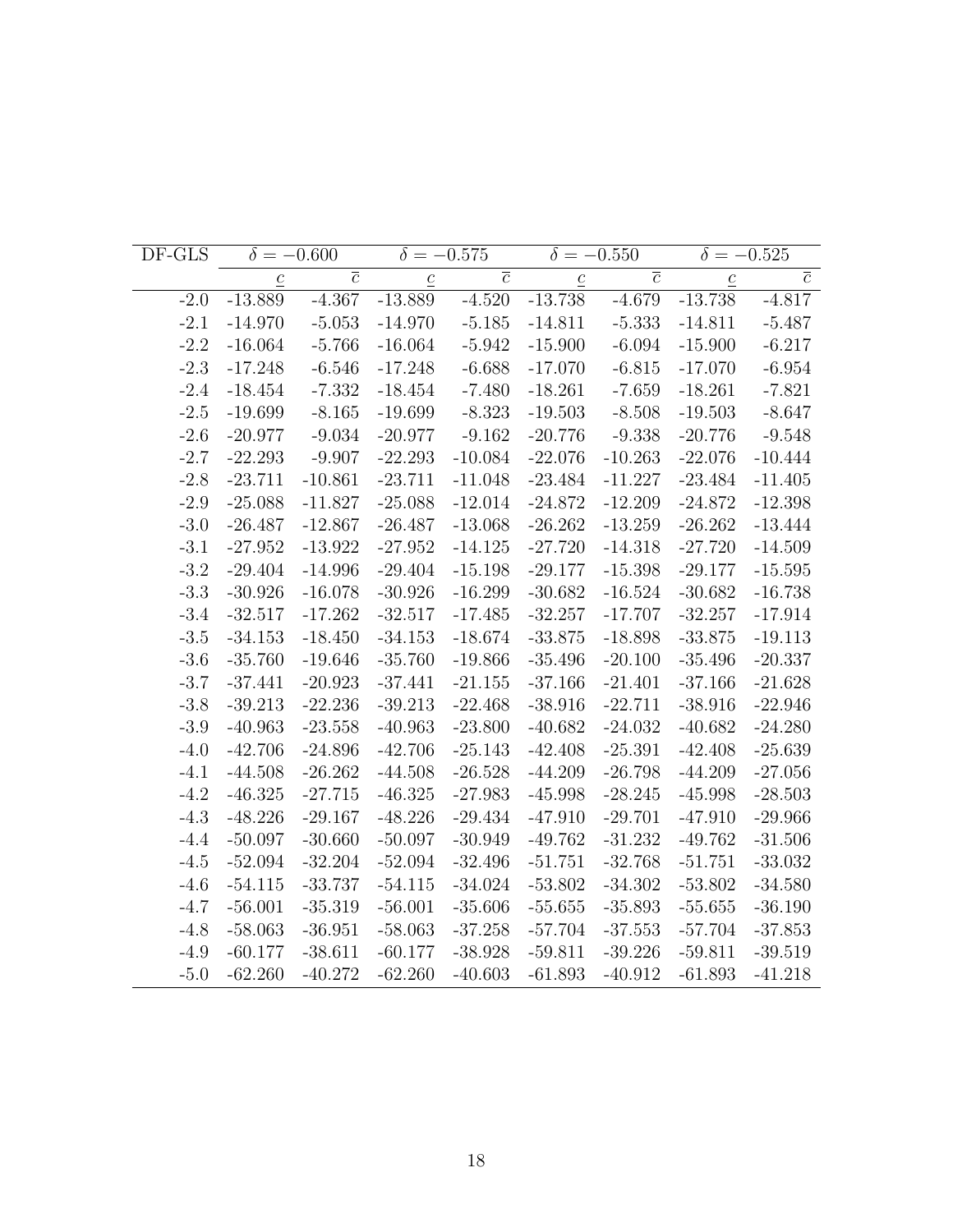| DF-GLS | $\delta = -0.600$ | | $\delta = -0.575$ | | $\delta = -0.550$ | | $\delta = -0.525$ | |
|---|---|---|---|---|---|---|---|---|
| | $\underline{c}$ | $\overline{c}$ | $\underline{c}$ | $\overline{c}$ | $\underline{c}$ | $\overline{c}$ | $\underline{c}$ | $\overline{c}$ |
| -2.0 | -13.889 | -4.367 | -13.889 | -4.520 | -13.738 | -4.679 | -13.738 | -4.817 |
| -2.1 | -14.970 | -5.053 | -14.970 | -5.185 | -14.811 | -5.333 | -14.811 | -5.487 |
| -2.2 | -16.064 | -5.766 | -16.064 | -5.942 | -15.900 | -6.094 | -15.900 | -6.217 |
| -2.3 | -17.248 | -6.546 | -17.248 | -6.688 | -17.070 | -6.815 | -17.070 | -6.954 |
| -2.4 | -18.454 | -7.332 | -18.454 | -7.480 | -18.261 | -7.659 | -18.261 | -7.821 |
| -2.5 | -19.699 | -8.165 | -19.699 | -8.323 | -19.503 | -8.508 | -19.503 | -8.647 |
| -2.6 | -20.977 | -9.034 | -20.977 | -9.162 | -20.776 | -9.338 | -20.776 | -9.548 |
| -2.7 | -22.293 | -9.907 | -22.293 | -10.084 | -22.076 | -10.263 | -22.076 | -10.444 |
| -2.8 | -23.711 | -10.861 | -23.711 | -11.048 | -23.484 | -11.227 | -23.484 | -11.405 |
| -2.9 | -25.088 | -11.827 | -25.088 | -12.014 | -24.872 | -12.209 | -24.872 | -12.398 |
| -3.0 | -26.487 | -12.867 | -26.487 | -13.068 | -26.262 | -13.259 | -26.262 | -13.444 |
| -3.1 | -27.952 | -13.922 | -27.952 | -14.125 | -27.720 | -14.318 | -27.720 | -14.509 |
| -3.2 | -29.404 | -14.996 | -29.404 | -15.198 | -29.177 | -15.398 | -29.177 | -15.595 |
| -3.3 | -30.926 | -16.078 | -30.926 | -16.299 | -30.682 | -16.524 | -30.682 | -16.738 |
| -3.4 | -32.517 | -17.262 | -32.517 | -17.485 | -32.257 | -17.707 | -32.257 | -17.914 |
| -3.5 | -34.153 | -18.450 | -34.153 | -18.674 | -33.875 | -18.898 | -33.875 | -19.113 |
| -3.6 | -35.760 | -19.646 | -35.760 | -19.866 | -35.496 | -20.100 | -35.496 | -20.337 |
| -3.7 | -37.441 | -20.923 | -37.441 | -21.155 | -37.166 | -21.401 | -37.166 | -21.628 |
| -3.8 | -39.213 | -22.236 | -39.213 | -22.468 | -38.916 | -22.711 | -38.916 | -22.946 |
| -3.9 | -40.963 | -23.558 | -40.963 | -23.800 | -40.682 | -24.032 | -40.682 | -24.280 |
| -4.0 | -42.706 | -24.896 | -42.706 | -25.143 | -42.408 | -25.391 | -42.408 | -25.639 |
| -4.1 | -44.508 | -26.262 | -44.508 | -26.528 | -44.209 | -26.798 | -44.209 | -27.056 |
| -4.2 | -46.325 | -27.715 | -46.325 | -27.983 | -45.998 | -28.245 | -45.998 | -28.503 |
| -4.3 | -48.226 | -29.167 | -48.226 | -29.434 | -47.910 | -29.701 | -47.910 | -29.966 |
| -4.4 | -50.097 | -30.660 | -50.097 | -30.949 | -49.762 | -31.232 | -49.762 | -31.506 |
| -4.5 | -52.094 | -32.204 | -52.094 | -32.496 | -51.751 | -32.768 | -51.751 | -33.032 |
| -4.6 | -54.115 | -33.737 | -54.115 | -34.024 | -53.802 | -34.302 | -53.802 | -34.580 |
| -4.7 | -56.001 | -35.319 | -56.001 | -35.606 | -55.655 | -35.893 | -55.655 | -36.190 |
| -4.8 | -58.063 | -36.951 | -58.063 | -37.258 | -57.704 | -37.553 | -57.704 | -37.853 |
| -4.9 | -60.177 | -38.611 | -60.177 | -38.928 | -59.811 | -39.226 | -59.811 | -39.519 |
| -5.0 | -62.260 | -40.272 | -62.260 | -40.603 | -61.893 | -40.912 | -61.893 | -41.218 |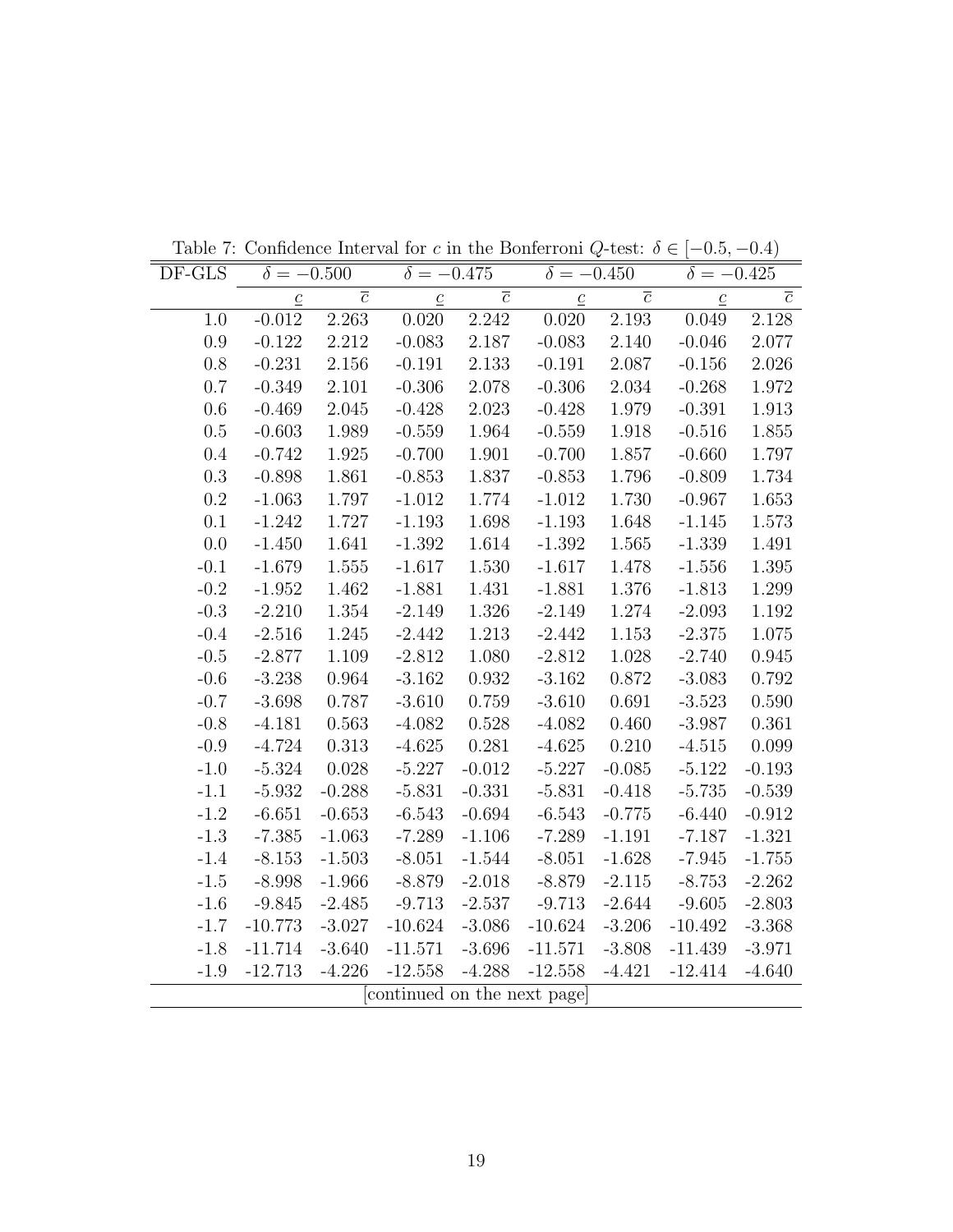Table 7: Confidence Interval for $c$ in the Bonferroni $Q$-test: $\delta \in [-0.5, -0.4)$

| DF-GLS | $\delta = -0.500$ | | $\delta = -0.475$ | | $\delta = -0.450$ | | $\delta = -0.425$ | |
|---|---|---|---|---|---|---|---|---|
| | $\underline{c}$ | $\overline{c}$ | $\underline{c}$ | $\overline{c}$ | $\underline{c}$ | $\overline{c}$ | $\underline{c}$ | $\overline{c}$ |
| 1.0 | -0.012 | 2.263 | 0.020 | 2.242 | 0.020 | 2.193 | 0.049 | 2.128 |
| 0.9 | -0.122 | 2.212 | -0.083 | 2.187 | -0.083 | 2.140 | -0.046 | 2.077 |
| 0.8 | -0.231 | 2.156 | -0.191 | 2.133 | -0.191 | 2.087 | -0.156 | 2.026 |
| 0.7 | -0.349 | 2.101 | -0.306 | 2.078 | -0.306 | 2.034 | -0.268 | 1.972 |
| 0.6 | -0.469 | 2.045 | -0.428 | 2.023 | -0.428 | 1.979 | -0.391 | 1.913 |
| 0.5 | -0.603 | 1.989 | -0.559 | 1.964 | -0.559 | 1.918 | -0.516 | 1.855 |
| 0.4 | -0.742 | 1.925 | -0.700 | 1.901 | -0.700 | 1.857 | -0.660 | 1.797 |
| 0.3 | -0.898 | 1.861 | -0.853 | 1.837 | -0.853 | 1.796 | -0.809 | 1.734 |
| 0.2 | -1.063 | 1.797 | -1.012 | 1.774 | -1.012 | 1.730 | -0.967 | 1.653 |
| 0.1 | -1.242 | 1.727 | -1.193 | 1.698 | -1.193 | 1.648 | -1.145 | 1.573 |
| 0.0 | -1.450 | 1.641 | -1.392 | 1.614 | -1.392 | 1.565 | -1.339 | 1.491 |
| -0.1 | -1.679 | 1.555 | -1.617 | 1.530 | -1.617 | 1.478 | -1.556 | 1.395 |
| -0.2 | -1.952 | 1.462 | -1.881 | 1.431 | -1.881 | 1.376 | -1.813 | 1.299 |
| -0.3 | -2.210 | 1.354 | -2.149 | 1.326 | -2.149 | 1.274 | -2.093 | 1.192 |
| -0.4 | -2.516 | 1.245 | -2.442 | 1.213 | -2.442 | 1.153 | -2.375 | 1.075 |
| -0.5 | -2.877 | 1.109 | -2.812 | 1.080 | -2.812 | 1.028 | -2.740 | 0.945 |
| -0.6 | -3.238 | 0.964 | -3.162 | 0.932 | -3.162 | 0.872 | -3.083 | 0.792 |
| -0.7 | -3.698 | 0.787 | -3.610 | 0.759 | -3.610 | 0.691 | -3.523 | 0.590 |
| -0.8 | -4.181 | 0.563 | -4.082 | 0.528 | -4.082 | 0.460 | -3.987 | 0.361 |
| -0.9 | -4.724 | 0.313 | -4.625 | 0.281 | -4.625 | 0.210 | -4.515 | 0.099 |
| -1.0 | -5.324 | 0.028 | -5.227 | -0.012 | -5.227 | -0.085 | -5.122 | -0.193 |
| -1.1 | -5.932 | -0.288 | -5.831 | -0.331 | -5.831 | -0.418 | -5.735 | -0.539 |
| -1.2 | -6.651 | -0.653 | -6.543 | -0.694 | -6.543 | -0.775 | -6.440 | -0.912 |
| -1.3 | -7.385 | -1.063 | -7.289 | -1.106 | -7.289 | -1.191 | -7.187 | -1.321 |
| -1.4 | -8.153 | -1.503 | -8.051 | -1.544 | -8.051 | -1.628 | -7.945 | -1.755 |
| -1.5 | -8.998 | -1.966 | -8.879 | -2.018 | -8.879 | -2.115 | -8.753 | -2.262 |
| -1.6 | -9.845 | -2.485 | -9.713 | -2.537 | -9.713 | -2.644 | -9.605 | -2.803 |
| -1.7 | -10.773 | -3.027 | -10.624 | -3.086 | -10.624 | -3.206 | -10.492 | -3.368 |
| -1.8 | -11.714 | -3.640 | -11.571 | -3.696 | -11.571 | -3.808 | -11.439 | -3.971 |
| -1.9 | -12.713 | -4.226 | -12.558 | -4.288 | -12.558 | -4.421 | -12.414 | -4.640 |

[continued on the next page]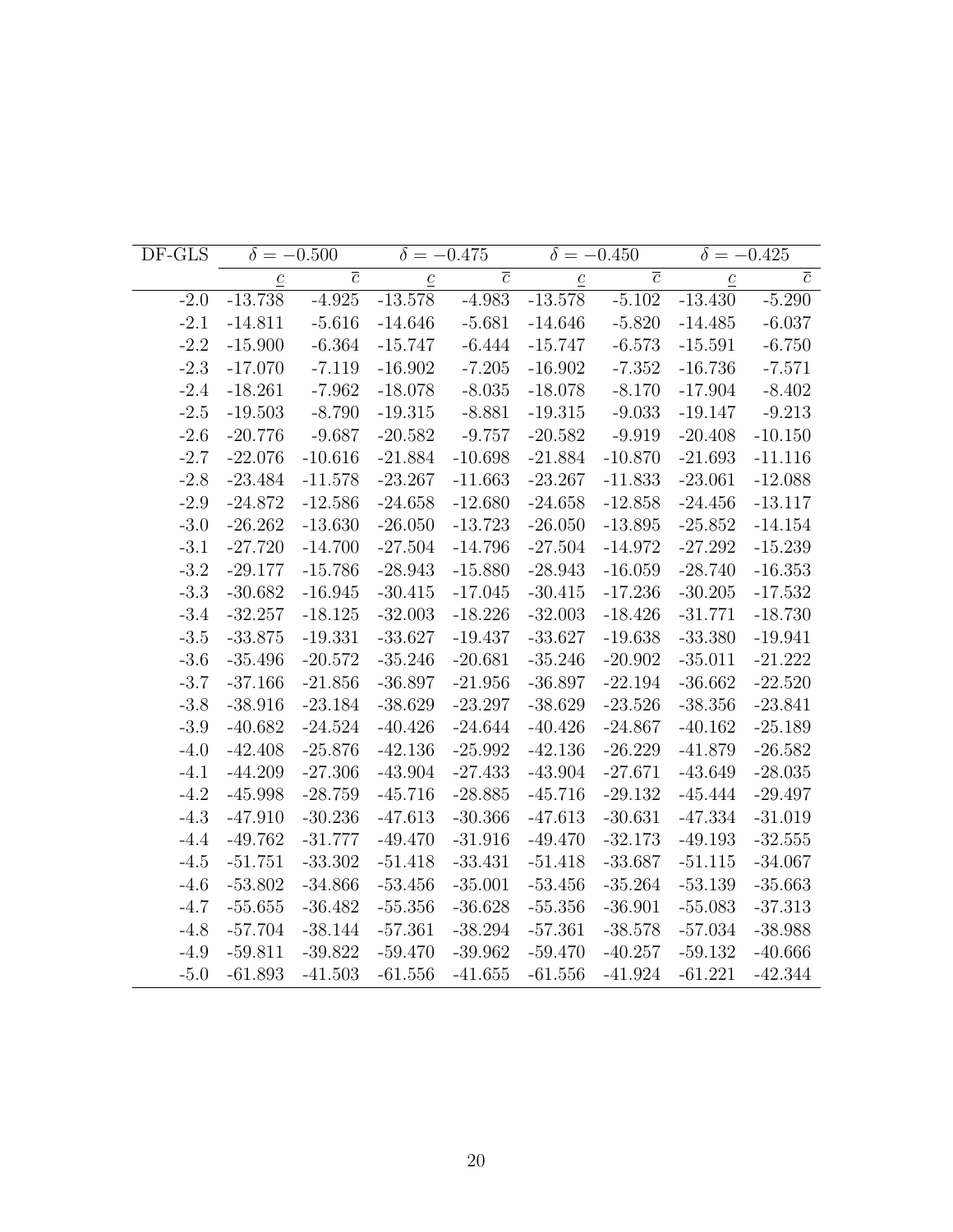| DF-GLS | $\delta = -0.500$ | | $\delta = -0.475$ | | $\delta = -0.450$ | | $\delta = -0.425$ | |
|---|---|---|---|---|---|---|---|---|
| | $\underline{c}$ | $\overline{c}$ | $\underline{c}$ | $\overline{c}$ | $\underline{c}$ | $\overline{c}$ | $\underline{c}$ | $\overline{c}$ |
| -2.0 | -13.738 | -4.925 | -13.578 | -4.983 | -13.578 | -5.102 | -13.430 | -5.290 |
| -2.1 | -14.811 | -5.616 | -14.646 | -5.681 | -14.646 | -5.820 | -14.485 | -6.037 |
| -2.2 | -15.900 | -6.364 | -15.747 | -6.444 | -15.747 | -6.573 | -15.591 | -6.750 |
| -2.3 | -17.070 | -7.119 | -16.902 | -7.205 | -16.902 | -7.352 | -16.736 | -7.571 |
| -2.4 | -18.261 | -7.962 | -18.078 | -8.035 | -18.078 | -8.170 | -17.904 | -8.402 |
| -2.5 | -19.503 | -8.790 | -19.315 | -8.881 | -19.315 | -9.033 | -19.147 | -9.213 |
| -2.6 | -20.776 | -9.687 | -20.582 | -9.757 | -20.582 | -9.919 | -20.408 | -10.150 |
| -2.7 | -22.076 | -10.616 | -21.884 | -10.698 | -21.884 | -10.870 | -21.693 | -11.116 |
| -2.8 | -23.484 | -11.578 | -23.267 | -11.663 | -23.267 | -11.833 | -23.061 | -12.088 |
| -2.9 | -24.872 | -12.586 | -24.658 | -12.680 | -24.658 | -12.858 | -24.456 | -13.117 |
| -3.0 | -26.262 | -13.630 | -26.050 | -13.723 | -26.050 | -13.895 | -25.852 | -14.154 |
| -3.1 | -27.720 | -14.700 | -27.504 | -14.796 | -27.504 | -14.972 | -27.292 | -15.239 |
| -3.2 | -29.177 | -15.786 | -28.943 | -15.880 | -28.943 | -16.059 | -28.740 | -16.353 |
| -3.3 | -30.682 | -16.945 | -30.415 | -17.045 | -30.415 | -17.236 | -30.205 | -17.532 |
| -3.4 | -32.257 | -18.125 | -32.003 | -18.226 | -32.003 | -18.426 | -31.771 | -18.730 |
| -3.5 | -33.875 | -19.331 | -33.627 | -19.437 | -33.627 | -19.638 | -33.380 | -19.941 |
| -3.6 | -35.496 | -20.572 | -35.246 | -20.681 | -35.246 | -20.902 | -35.011 | -21.222 |
| -3.7 | -37.166 | -21.856 | -36.897 | -21.956 | -36.897 | -22.194 | -36.662 | -22.520 |
| -3.8 | -38.916 | -23.184 | -38.629 | -23.297 | -38.629 | -23.526 | -38.356 | -23.841 |
| -3.9 | -40.682 | -24.524 | -40.426 | -24.644 | -40.426 | -24.867 | -40.162 | -25.189 |
| -4.0 | -42.408 | -25.876 | -42.136 | -25.992 | -42.136 | -26.229 | -41.879 | -26.582 |
| -4.1 | -44.209 | -27.306 | -43.904 | -27.433 | -43.904 | -27.671 | -43.649 | -28.035 |
| -4.2 | -45.998 | -28.759 | -45.716 | -28.885 | -45.716 | -29.132 | -45.444 | -29.497 |
| -4.3 | -47.910 | -30.236 | -47.613 | -30.366 | -47.613 | -30.631 | -47.334 | -31.019 |
| -4.4 | -49.762 | -31.777 | -49.470 | -31.916 | -49.470 | -32.173 | -49.193 | -32.555 |
| -4.5 | -51.751 | -33.302 | -51.418 | -33.431 | -51.418 | -33.687 | -51.115 | -34.067 |
| -4.6 | -53.802 | -34.866 | -53.456 | -35.001 | -53.456 | -35.264 | -53.139 | -35.663 |
| -4.7 | -55.655 | -36.482 | -55.356 | -36.628 | -55.356 | -36.901 | -55.083 | -37.313 |
| -4.8 | -57.704 | -38.144 | -57.361 | -38.294 | -57.361 | -38.578 | -57.034 | -38.988 |
| -4.9 | -59.811 | -39.822 | -59.470 | -39.962 | -59.470 | -40.257 | -59.132 | -40.666 |
| -5.0 | -61.893 | -41.503 | -61.556 | -41.655 | -61.556 | -41.924 | -61.221 | -42.344 |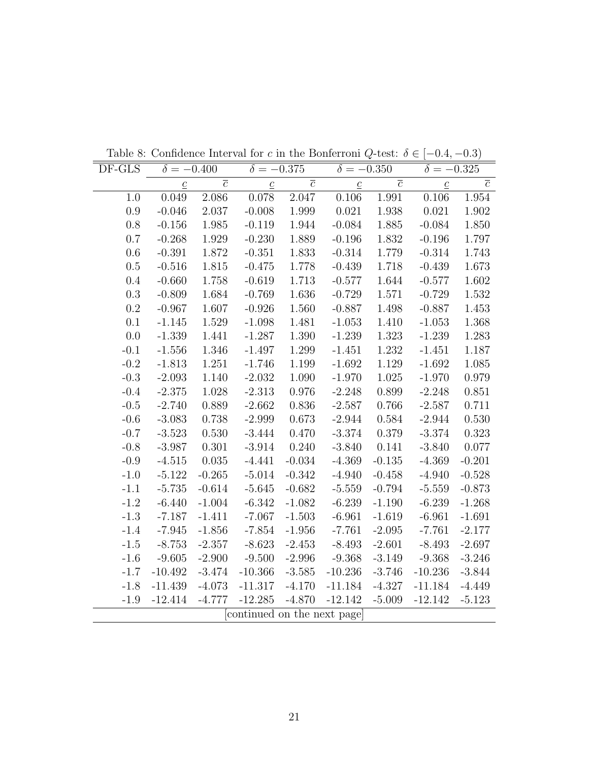Table 8: Confidence Interval for $c$ in the Bonferroni $Q$-test: $\delta \in [-0.4, -0.3)$

| DF-GLS | $\delta = -0.400$ | | $\delta = -0.375$ | | $\delta = -0.350$ | | $\delta = -0.325$ | |
|---|---|---|---|---|---|---|---|---|
| | $\underline{c}$ | $\overline{c}$ | $\underline{c}$ | $\overline{c}$ | $\underline{c}$ | $\overline{c}$ | $\underline{c}$ | $\overline{c}$ |
| 1.0 | 0.049 | 2.086 | 0.078 | 2.047 | 0.106 | 1.991 | 0.106 | 1.954 |
| 0.9 | -0.046 | 2.037 | -0.008 | 1.999 | 0.021 | 1.938 | 0.021 | 1.902 |
| 0.8 | -0.156 | 1.985 | -0.119 | 1.944 | -0.084 | 1.885 | -0.084 | 1.850 |
| 0.7 | -0.268 | 1.929 | -0.230 | 1.889 | -0.196 | 1.832 | -0.196 | 1.797 |
| 0.6 | -0.391 | 1.872 | -0.351 | 1.833 | -0.314 | 1.779 | -0.314 | 1.743 |
| 0.5 | -0.516 | 1.815 | -0.475 | 1.778 | -0.439 | 1.718 | -0.439 | 1.673 |
| 0.4 | -0.660 | 1.758 | -0.619 | 1.713 | -0.577 | 1.644 | -0.577 | 1.602 |
| 0.3 | -0.809 | 1.684 | -0.769 | 1.636 | -0.729 | 1.571 | -0.729 | 1.532 |
| 0.2 | -0.967 | 1.607 | -0.926 | 1.560 | -0.887 | 1.498 | -0.887 | 1.453 |
| 0.1 | -1.145 | 1.529 | -1.098 | 1.481 | -1.053 | 1.410 | -1.053 | 1.368 |
| 0.0 | -1.339 | 1.441 | -1.287 | 1.390 | -1.239 | 1.323 | -1.239 | 1.283 |
| -0.1 | -1.556 | 1.346 | -1.497 | 1.299 | -1.451 | 1.232 | -1.451 | 1.187 |
| -0.2 | -1.813 | 1.251 | -1.746 | 1.199 | -1.692 | 1.129 | -1.692 | 1.085 |
| -0.3 | -2.093 | 1.140 | -2.032 | 1.090 | -1.970 | 1.025 | -1.970 | 0.979 |
| -0.4 | -2.375 | 1.028 | -2.313 | 0.976 | -2.248 | 0.899 | -2.248 | 0.851 |
| -0.5 | -2.740 | 0.889 | -2.662 | 0.836 | -2.587 | 0.766 | -2.587 | 0.711 |
| -0.6 | -3.083 | 0.738 | -2.999 | 0.673 | -2.944 | 0.584 | -2.944 | 0.530 |
| -0.7 | -3.523 | 0.530 | -3.444 | 0.470 | -3.374 | 0.379 | -3.374 | 0.323 |
| -0.8 | -3.987 | 0.301 | -3.914 | 0.240 | -3.840 | 0.141 | -3.840 | 0.077 |
| -0.9 | -4.515 | 0.035 | -4.441 | -0.034 | -4.369 | -0.135 | -4.369 | -0.201 |
| -1.0 | -5.122 | -0.265 | -5.014 | -0.342 | -4.940 | -0.458 | -4.940 | -0.528 |
| -1.1 | -5.735 | -0.614 | -5.645 | -0.682 | -5.559 | -0.794 | -5.559 | -0.873 |
| -1.2 | -6.440 | -1.004 | -6.342 | -1.082 | -6.239 | -1.190 | -6.239 | -1.268 |
| -1.3 | -7.187 | -1.411 | -7.067 | -1.503 | -6.961 | -1.619 | -6.961 | -1.691 |
| -1.4 | -7.945 | -1.856 | -7.854 | -1.956 | -7.761 | -2.095 | -7.761 | -2.177 |
| -1.5 | -8.753 | -2.357 | -8.623 | -2.453 | -8.493 | -2.601 | -8.493 | -2.697 |
| -1.6 | -9.605 | -2.900 | -9.500 | -2.996 | -9.368 | -3.149 | -9.368 | -3.246 |
| -1.7 | -10.492 | -3.474 | -10.366 | -3.585 | -10.236 | -3.746 | -10.236 | -3.844 |
| -1.8 | -11.439 | -4.073 | -11.317 | -4.170 | -11.184 | -4.327 | -11.184 | -4.449 |
| -1.9 | -12.414 | -4.777 | -12.285 | -4.870 | -12.142 | -5.009 | -12.142 | -5.123 |

[continued on the next page]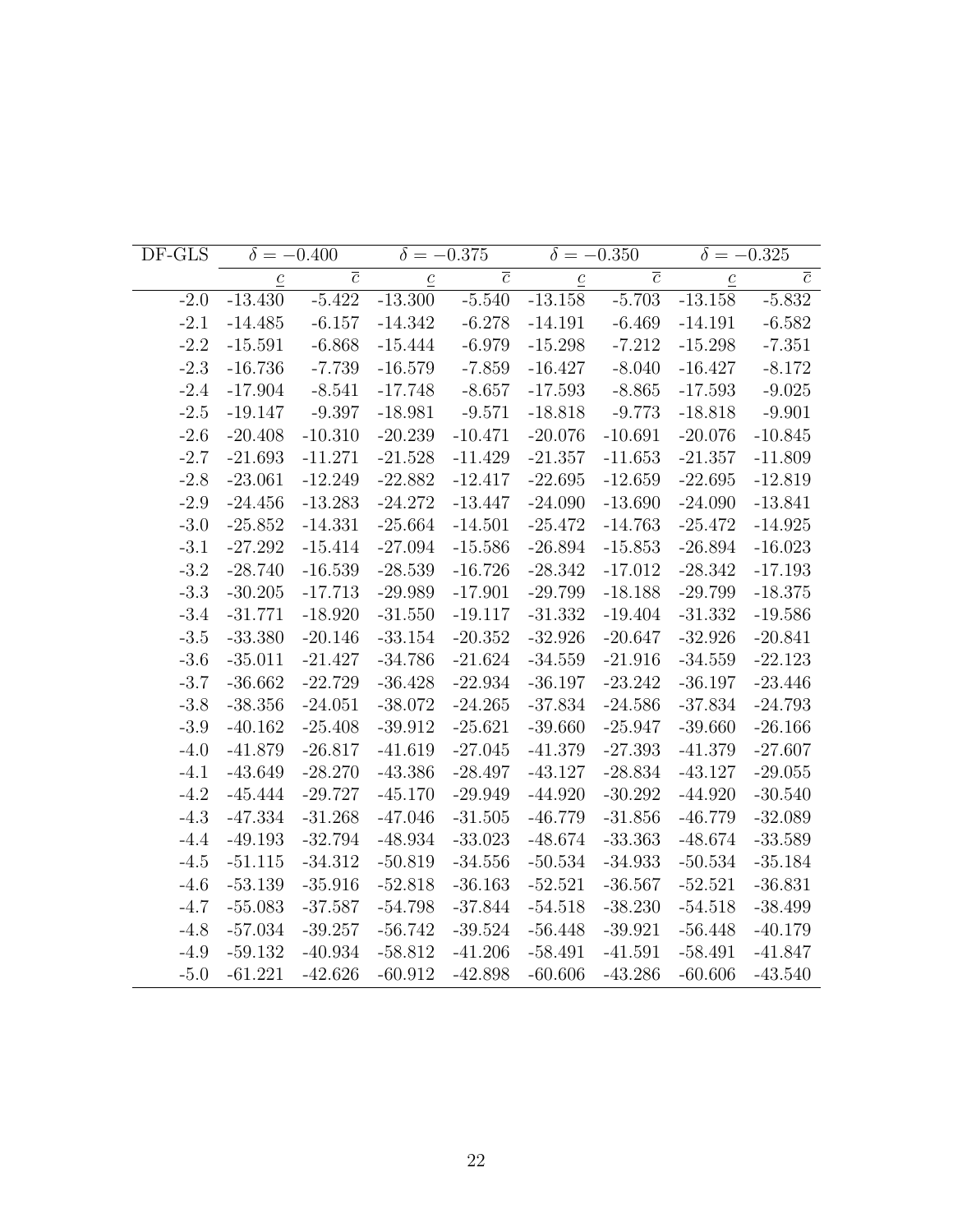| DF-GLS | $\delta = -0.400$ | | $\delta = -0.375$ | | $\delta = -0.350$ | | $\delta = -0.325$ | |
|---|---|---|---|---|---|---|---|---|
| | $\underline{c}$ | $\overline{c}$ | $\underline{c}$ | $\overline{c}$ | $\underline{c}$ | $\overline{c}$ | $\underline{c}$ | $\overline{c}$ |
| -2.0 | -13.430 | -5.422 | -13.300 | -5.540 | -13.158 | -5.703 | -13.158 | -5.832 |
| -2.1 | -14.485 | -6.157 | -14.342 | -6.278 | -14.191 | -6.469 | -14.191 | -6.582 |
| -2.2 | -15.591 | -6.868 | -15.444 | -6.979 | -15.298 | -7.212 | -15.298 | -7.351 |
| -2.3 | -16.736 | -7.739 | -16.579 | -7.859 | -16.427 | -8.040 | -16.427 | -8.172 |
| -2.4 | -17.904 | -8.541 | -17.748 | -8.657 | -17.593 | -8.865 | -17.593 | -9.025 |
| -2.5 | -19.147 | -9.397 | -18.981 | -9.571 | -18.818 | -9.773 | -18.818 | -9.901 |
| -2.6 | -20.408 | -10.310 | -20.239 | -10.471 | -20.076 | -10.691 | -20.076 | -10.845 |
| -2.7 | -21.693 | -11.271 | -21.528 | -11.429 | -21.357 | -11.653 | -21.357 | -11.809 |
| -2.8 | -23.061 | -12.249 | -22.882 | -12.417 | -22.695 | -12.659 | -22.695 | -12.819 |
| -2.9 | -24.456 | -13.283 | -24.272 | -13.447 | -24.090 | -13.690 | -24.090 | -13.841 |
| -3.0 | -25.852 | -14.331 | -25.664 | -14.501 | -25.472 | -14.763 | -25.472 | -14.925 |
| -3.1 | -27.292 | -15.414 | -27.094 | -15.586 | -26.894 | -15.853 | -26.894 | -16.023 |
| -3.2 | -28.740 | -16.539 | -28.539 | -16.726 | -28.342 | -17.012 | -28.342 | -17.193 |
| -3.3 | -30.205 | -17.713 | -29.989 | -17.901 | -29.799 | -18.188 | -29.799 | -18.375 |
| -3.4 | -31.771 | -18.920 | -31.550 | -19.117 | -31.332 | -19.404 | -31.332 | -19.586 |
| -3.5 | -33.380 | -20.146 | -33.154 | -20.352 | -32.926 | -20.647 | -32.926 | -20.841 |
| -3.6 | -35.011 | -21.427 | -34.786 | -21.624 | -34.559 | -21.916 | -34.559 | -22.123 |
| -3.7 | -36.662 | -22.729 | -36.428 | -22.934 | -36.197 | -23.242 | -36.197 | -23.446 |
| -3.8 | -38.356 | -24.051 | -38.072 | -24.265 | -37.834 | -24.586 | -37.834 | -24.793 |
| -3.9 | -40.162 | -25.408 | -39.912 | -25.621 | -39.660 | -25.947 | -39.660 | -26.166 |
| -4.0 | -41.879 | -26.817 | -41.619 | -27.045 | -41.379 | -27.393 | -41.379 | -27.607 |
| -4.1 | -43.649 | -28.270 | -43.386 | -28.497 | -43.127 | -28.834 | -43.127 | -29.055 |
| -4.2 | -45.444 | -29.727 | -45.170 | -29.949 | -44.920 | -30.292 | -44.920 | -30.540 |
| -4.3 | -47.334 | -31.268 | -47.046 | -31.505 | -46.779 | -31.856 | -46.779 | -32.089 |
| -4.4 | -49.193 | -32.794 | -48.934 | -33.023 | -48.674 | -33.363 | -48.674 | -33.589 |
| -4.5 | -51.115 | -34.312 | -50.819 | -34.556 | -50.534 | -34.933 | -50.534 | -35.184 |
| -4.6 | -53.139 | -35.916 | -52.818 | -36.163 | -52.521 | -36.567 | -52.521 | -36.831 |
| -4.7 | -55.083 | -37.587 | -54.798 | -37.844 | -54.518 | -38.230 | -54.518 | -38.499 |
| -4.8 | -57.034 | -39.257 | -56.742 | -39.524 | -56.448 | -39.921 | -56.448 | -40.179 |
| -4.9 | -59.132 | -40.934 | -58.812 | -41.206 | -58.491 | -41.591 | -58.491 | -41.847 |
| -5.0 | -61.221 | -42.626 | -60.912 | -42.898 | -60.606 | -43.286 | -60.606 | -43.540 |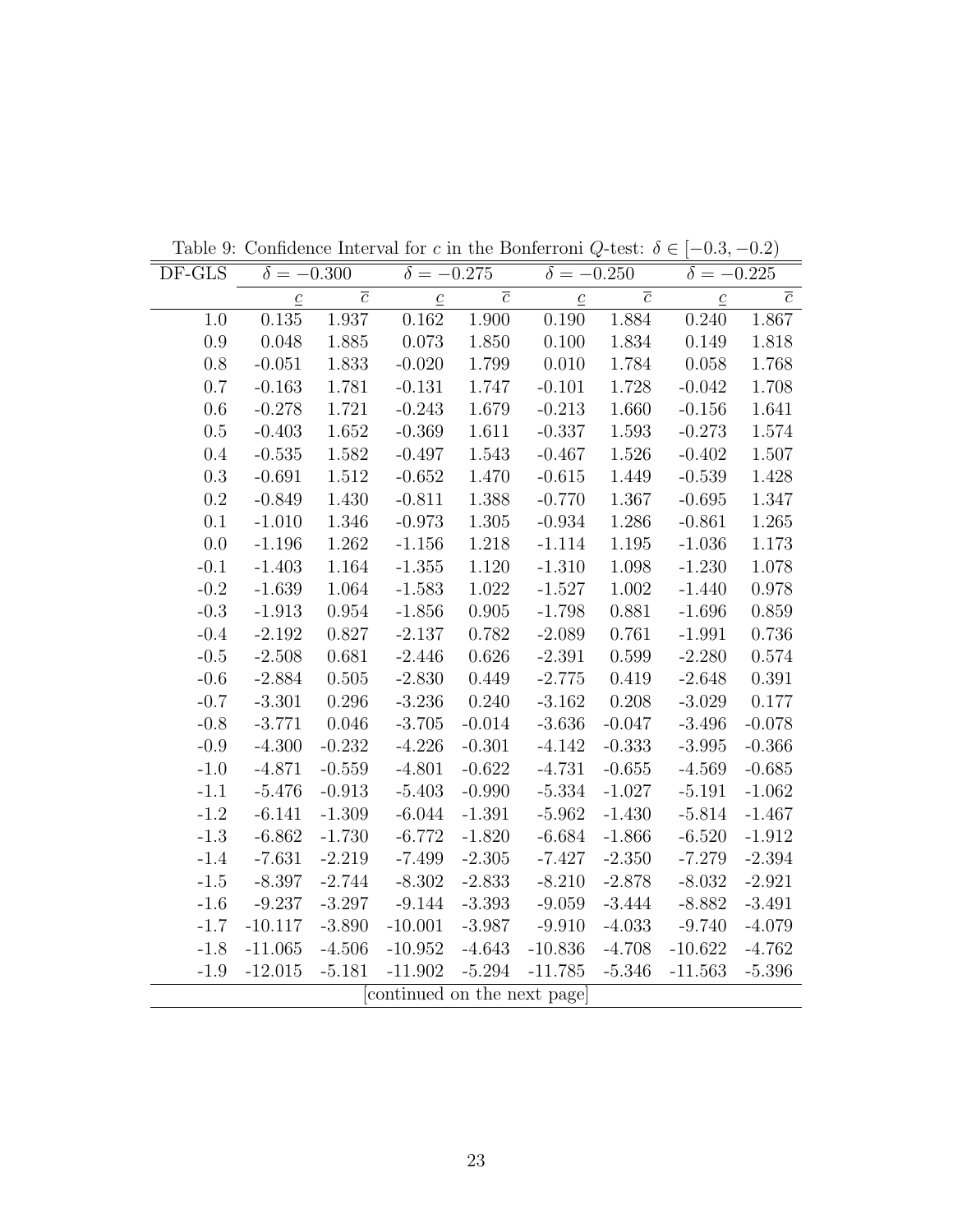Table 9: Confidence Interval for $c$ in the Bonferroni $Q$-test: $\delta \in [-0.3, -0.2)$

| DF-GLS | $\delta = -0.300$ | | $\delta = -0.275$ | | $\delta = -0.250$ | | $\delta = -0.225$ | |
|---|---|---|---|---|---|---|---|---|
| | $\underline{c}$ | $\overline{c}$ | $\underline{c}$ | $\overline{c}$ | $\underline{c}$ | $\overline{c}$ | $\underline{c}$ | $\overline{c}$ |
| 1.0 | 0.135 | 1.937 | 0.162 | 1.900 | 0.190 | 1.884 | 0.240 | 1.867 |
| 0.9 | 0.048 | 1.885 | 0.073 | 1.850 | 0.100 | 1.834 | 0.149 | 1.818 |
| 0.8 | -0.051 | 1.833 | -0.020 | 1.799 | 0.010 | 1.784 | 0.058 | 1.768 |
| 0.7 | -0.163 | 1.781 | -0.131 | 1.747 | -0.101 | 1.728 | -0.042 | 1.708 |
| 0.6 | -0.278 | 1.721 | -0.243 | 1.679 | -0.213 | 1.660 | -0.156 | 1.641 |
| 0.5 | -0.403 | 1.652 | -0.369 | 1.611 | -0.337 | 1.593 | -0.273 | 1.574 |
| 0.4 | -0.535 | 1.582 | -0.497 | 1.543 | -0.467 | 1.526 | -0.402 | 1.507 |
| 0.3 | -0.691 | 1.512 | -0.652 | 1.470 | -0.615 | 1.449 | -0.539 | 1.428 |
| 0.2 | -0.849 | 1.430 | -0.811 | 1.388 | -0.770 | 1.367 | -0.695 | 1.347 |
| 0.1 | -1.010 | 1.346 | -0.973 | 1.305 | -0.934 | 1.286 | -0.861 | 1.265 |
| 0.0 | -1.196 | 1.262 | -1.156 | 1.218 | -1.114 | 1.195 | -1.036 | 1.173 |
| -0.1 | -1.403 | 1.164 | -1.355 | 1.120 | -1.310 | 1.098 | -1.230 | 1.078 |
| -0.2 | -1.639 | 1.064 | -1.583 | 1.022 | -1.527 | 1.002 | -1.440 | 0.978 |
| -0.3 | -1.913 | 0.954 | -1.856 | 0.905 | -1.798 | 0.881 | -1.696 | 0.859 |
| -0.4 | -2.192 | 0.827 | -2.137 | 0.782 | -2.089 | 0.761 | -1.991 | 0.736 |
| -0.5 | -2.508 | 0.681 | -2.446 | 0.626 | -2.391 | 0.599 | -2.280 | 0.574 |
| -0.6 | -2.884 | 0.505 | -2.830 | 0.449 | -2.775 | 0.419 | -2.648 | 0.391 |
| -0.7 | -3.301 | 0.296 | -3.236 | 0.240 | -3.162 | 0.208 | -3.029 | 0.177 |
| -0.8 | -3.771 | 0.046 | -3.705 | -0.014 | -3.636 | -0.047 | -3.496 | -0.078 |
| -0.9 | -4.300 | -0.232 | -4.226 | -0.301 | -4.142 | -0.333 | -3.995 | -0.366 |
| -1.0 | -4.871 | -0.559 | -4.801 | -0.622 | -4.731 | -0.655 | -4.569 | -0.685 |
| -1.1 | -5.476 | -0.913 | -5.403 | -0.990 | -5.334 | -1.027 | -5.191 | -1.062 |
| -1.2 | -6.141 | -1.309 | -6.044 | -1.391 | -5.962 | -1.430 | -5.814 | -1.467 |
| -1.3 | -6.862 | -1.730 | -6.772 | -1.820 | -6.684 | -1.866 | -6.520 | -1.912 |
| -1.4 | -7.631 | -2.219 | -7.499 | -2.305 | -7.427 | -2.350 | -7.279 | -2.394 |
| -1.5 | -8.397 | -2.744 | -8.302 | -2.833 | -8.210 | -2.878 | -8.032 | -2.921 |
| -1.6 | -9.237 | -3.297 | -9.144 | -3.393 | -9.059 | -3.444 | -8.882 | -3.491 |
| -1.7 | -10.117 | -3.890 | -10.001 | -3.987 | -9.910 | -4.033 | -9.740 | -4.079 |
| -1.8 | -11.065 | -4.506 | -10.952 | -4.643 | -10.836 | -4.708 | -10.622 | -4.762 |
| -1.9 | -12.015 | -5.181 | -11.902 | -5.294 | -11.785 | -5.346 | -11.563 | -5.396 |

[continued on the next page]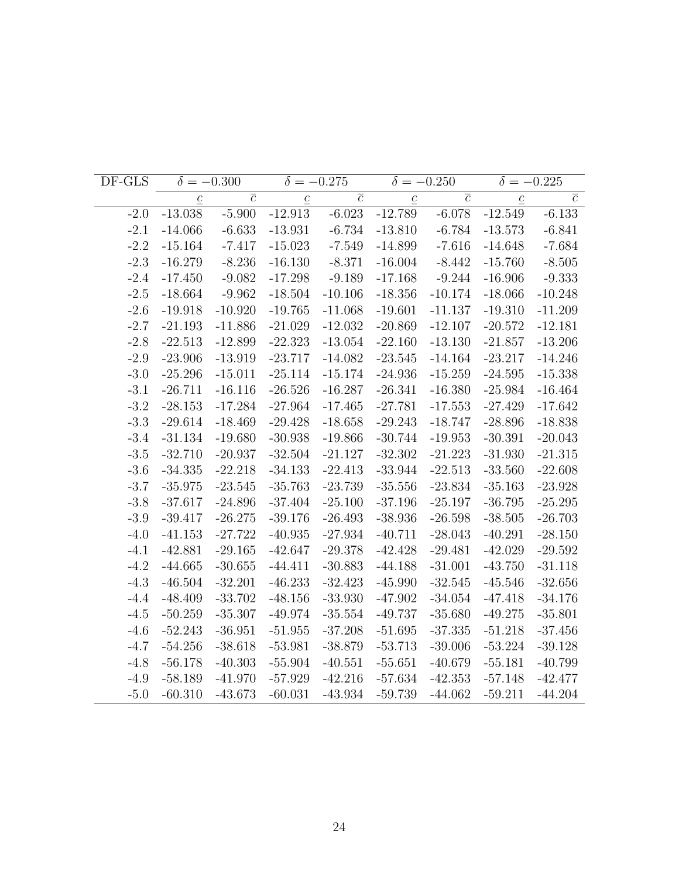| DF-GLS | $\delta = -0.300$ | | $\delta = -0.275$ | | $\delta = -0.250$ | | $\delta = -0.225$ | |
|---|---|---|---|---|---|---|---|---|
| | $\underline{c}$ | $\overline{c}$ | $\underline{c}$ | $\overline{c}$ | $\underline{c}$ | $\overline{c}$ | $\underline{c}$ | $\overline{c}$ |
| -2.0 | -13.038 | -5.900 | -12.913 | -6.023 | -12.789 | -6.078 | -12.549 | -6.133 |
| -2.1 | -14.066 | -6.633 | -13.931 | -6.734 | -13.810 | -6.784 | -13.573 | -6.841 |
| -2.2 | -15.164 | -7.417 | -15.023 | -7.549 | -14.899 | -7.616 | -14.648 | -7.684 |
| -2.3 | -16.279 | -8.236 | -16.130 | -8.371 | -16.004 | -8.442 | -15.760 | -8.505 |
| -2.4 | -17.450 | -9.082 | -17.298 | -9.189 | -17.168 | -9.244 | -16.906 | -9.333 |
| -2.5 | -18.664 | -9.962 | -18.504 | -10.106 | -18.356 | -10.174 | -18.066 | -10.248 |
| -2.6 | -19.918 | -10.920 | -19.765 | -11.068 | -19.601 | -11.137 | -19.310 | -11.209 |
| -2.7 | -21.193 | -11.886 | -21.029 | -12.032 | -20.869 | -12.107 | -20.572 | -12.181 |
| -2.8 | -22.513 | -12.899 | -22.323 | -13.054 | -22.160 | -13.130 | -21.857 | -13.206 |
| -2.9 | -23.906 | -13.919 | -23.717 | -14.082 | -23.545 | -14.164 | -23.217 | -14.246 |
| -3.0 | -25.296 | -15.011 | -25.114 | -15.174 | -24.936 | -15.259 | -24.595 | -15.338 |
| -3.1 | -26.711 | -16.116 | -26.526 | -16.287 | -26.341 | -16.380 | -25.984 | -16.464 |
| -3.2 | -28.153 | -17.284 | -27.964 | -17.465 | -27.781 | -17.553 | -27.429 | -17.642 |
| -3.3 | -29.614 | -18.469 | -29.428 | -18.658 | -29.243 | -18.747 | -28.896 | -18.838 |
| -3.4 | -31.134 | -19.680 | -30.938 | -19.866 | -30.744 | -19.953 | -30.391 | -20.043 |
| -3.5 | -32.710 | -20.937 | -32.504 | -21.127 | -32.302 | -21.223 | -31.930 | -21.315 |
| -3.6 | -34.335 | -22.218 | -34.133 | -22.413 | -33.944 | -22.513 | -33.560 | -22.608 |
| -3.7 | -35.975 | -23.545 | -35.763 | -23.739 | -35.556 | -23.834 | -35.163 | -23.928 |
| -3.8 | -37.617 | -24.896 | -37.404 | -25.100 | -37.196 | -25.197 | -36.795 | -25.295 |
| -3.9 | -39.417 | -26.275 | -39.176 | -26.493 | -38.936 | -26.598 | -38.505 | -26.703 |
| -4.0 | -41.153 | -27.722 | -40.935 | -27.934 | -40.711 | -28.043 | -40.291 | -28.150 |
| -4.1 | -42.881 | -29.165 | -42.647 | -29.378 | -42.428 | -29.481 | -42.029 | -29.592 |
| -4.2 | -44.665 | -30.655 | -44.411 | -30.883 | -44.188 | -31.001 | -43.750 | -31.118 |
| -4.3 | -46.504 | -32.201 | -46.233 | -32.423 | -45.990 | -32.545 | -45.546 | -32.656 |
| -4.4 | -48.409 | -33.702 | -48.156 | -33.930 | -47.902 | -34.054 | -47.418 | -34.176 |
| -4.5 | -50.259 | -35.307 | -49.974 | -35.554 | -49.737 | -35.680 | -49.275 | -35.801 |
| -4.6 | -52.243 | -36.951 | -51.955 | -37.208 | -51.695 | -37.335 | -51.218 | -37.456 |
| -4.7 | -54.256 | -38.618 | -53.981 | -38.879 | -53.713 | -39.006 | -53.224 | -39.128 |
| -4.8 | -56.178 | -40.303 | -55.904 | -40.551 | -55.651 | -40.679 | -55.181 | -40.799 |
| -4.9 | -58.189 | -41.970 | -57.929 | -42.216 | -57.634 | -42.353 | -57.148 | -42.477 |
| -5.0 | -60.310 | -43.673 | -60.031 | -43.934 | -59.739 | -44.062 | -59.211 | -44.204 |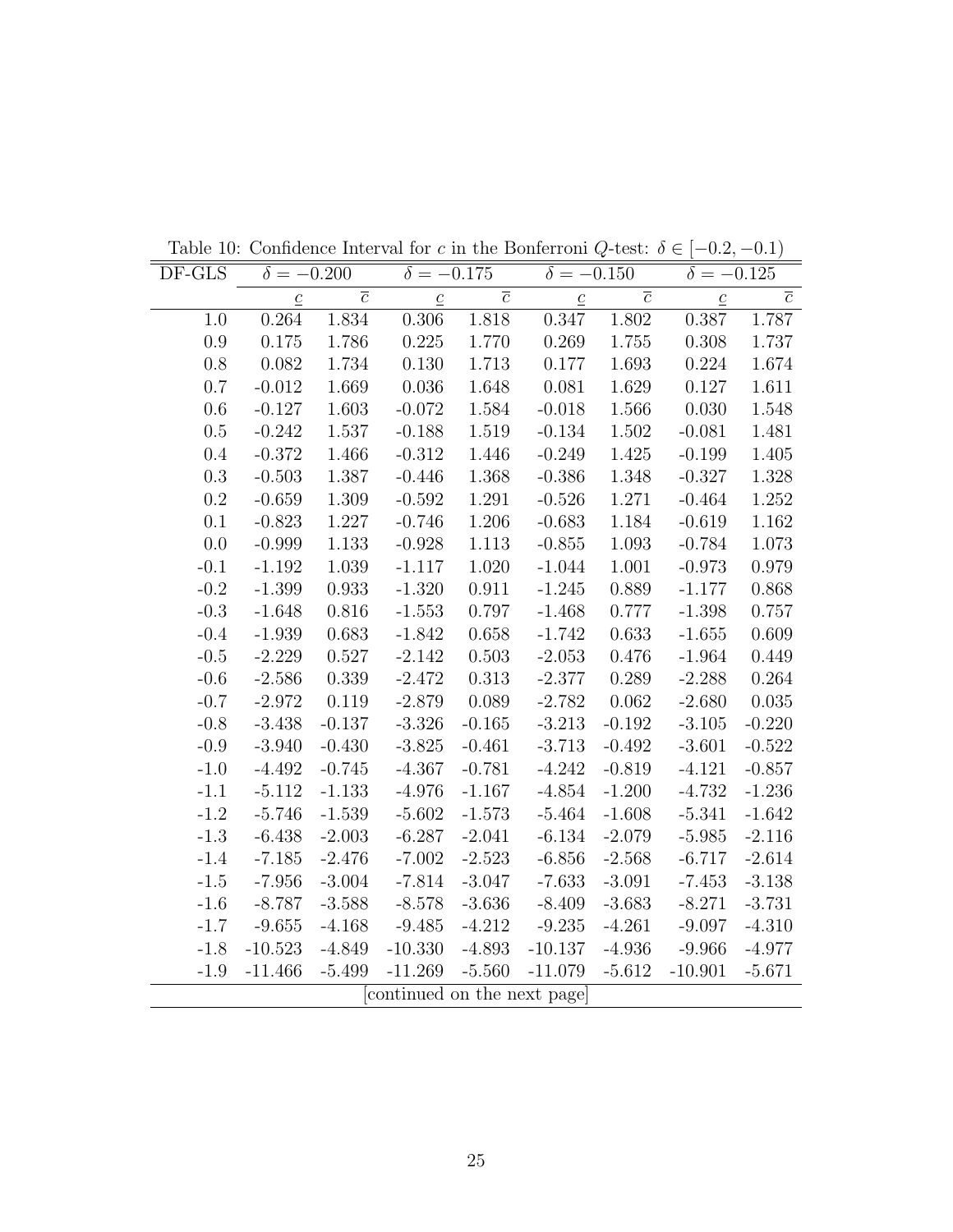Table 10: Confidence Interval for $c$ in the Bonferroni $Q$-test: $\delta \in [-0.2, -0.1)$

| DF-GLS | $\delta = -0.200$ | | $\delta = -0.175$ | | $\delta = -0.150$ | | $\delta = -0.125$ | |
|---|---|---|---|---|---|---|---|---|
| | $\underline{c}$ | $\overline{c}$ | $\underline{c}$ | $\overline{c}$ | $\underline{c}$ | $\overline{c}$ | $\underline{c}$ | $\overline{c}$ |
| 1.0 | 0.264 | 1.834 | 0.306 | 1.818 | 0.347 | 1.802 | 0.387 | 1.787 |
| 0.9 | 0.175 | 1.786 | 0.225 | 1.770 | 0.269 | 1.755 | 0.308 | 1.737 |
| 0.8 | 0.082 | 1.734 | 0.130 | 1.713 | 0.177 | 1.693 | 0.224 | 1.674 |
| 0.7 | -0.012 | 1.669 | 0.036 | 1.648 | 0.081 | 1.629 | 0.127 | 1.611 |
| 0.6 | -0.127 | 1.603 | -0.072 | 1.584 | -0.018 | 1.566 | 0.030 | 1.548 |
| 0.5 | -0.242 | 1.537 | -0.188 | 1.519 | -0.134 | 1.502 | -0.081 | 1.481 |
| 0.4 | -0.372 | 1.466 | -0.312 | 1.446 | -0.249 | 1.425 | -0.199 | 1.405 |
| 0.3 | -0.503 | 1.387 | -0.446 | 1.368 | -0.386 | 1.348 | -0.327 | 1.328 |
| 0.2 | -0.659 | 1.309 | -0.592 | 1.291 | -0.526 | 1.271 | -0.464 | 1.252 |
| 0.1 | -0.823 | 1.227 | -0.746 | 1.206 | -0.683 | 1.184 | -0.619 | 1.162 |
| 0.0 | -0.999 | 1.133 | -0.928 | 1.113 | -0.855 | 1.093 | -0.784 | 1.073 |
| -0.1 | -1.192 | 1.039 | -1.117 | 1.020 | -1.044 | 1.001 | -0.973 | 0.979 |
| -0.2 | -1.399 | 0.933 | -1.320 | 0.911 | -1.245 | 0.889 | -1.177 | 0.868 |
| -0.3 | -1.648 | 0.816 | -1.553 | 0.797 | -1.468 | 0.777 | -1.398 | 0.757 |
| -0.4 | -1.939 | 0.683 | -1.842 | 0.658 | -1.742 | 0.633 | -1.655 | 0.609 |
| -0.5 | -2.229 | 0.527 | -2.142 | 0.503 | -2.053 | 0.476 | -1.964 | 0.449 |
| -0.6 | -2.586 | 0.339 | -2.472 | 0.313 | -2.377 | 0.289 | -2.288 | 0.264 |
| -0.7 | -2.972 | 0.119 | -2.879 | 0.089 | -2.782 | 0.062 | -2.680 | 0.035 |
| -0.8 | -3.438 | -0.137 | -3.326 | -0.165 | -3.213 | -0.192 | -3.105 | -0.220 |
| -0.9 | -3.940 | -0.430 | -3.825 | -0.461 | -3.713 | -0.492 | -3.601 | -0.522 |
| -1.0 | -4.492 | -0.745 | -4.367 | -0.781 | -4.242 | -0.819 | -4.121 | -0.857 |
| -1.1 | -5.112 | -1.133 | -4.976 | -1.167 | -4.854 | -1.200 | -4.732 | -1.236 |
| -1.2 | -5.746 | -1.539 | -5.602 | -1.573 | -5.464 | -1.608 | -5.341 | -1.642 |
| -1.3 | -6.438 | -2.003 | -6.287 | -2.041 | -6.134 | -2.079 | -5.985 | -2.116 |
| -1.4 | -7.185 | -2.476 | -7.002 | -2.523 | -6.856 | -2.568 | -6.717 | -2.614 |
| -1.5 | -7.956 | -3.004 | -7.814 | -3.047 | -7.633 | -3.091 | -7.453 | -3.138 |
| -1.6 | -8.787 | -3.588 | -8.578 | -3.636 | -8.409 | -3.683 | -8.271 | -3.731 |
| -1.7 | -9.655 | -4.168 | -9.485 | -4.212 | -9.235 | -4.261 | -9.097 | -4.310 |
| -1.8 | -10.523 | -4.849 | -10.330 | -4.893 | -10.137 | -4.936 | -9.966 | -4.977 |
| -1.9 | -11.466 | -5.499 | -11.269 | -5.560 | -11.079 | -5.612 | -10.901 | -5.671 |

[continued on the next page]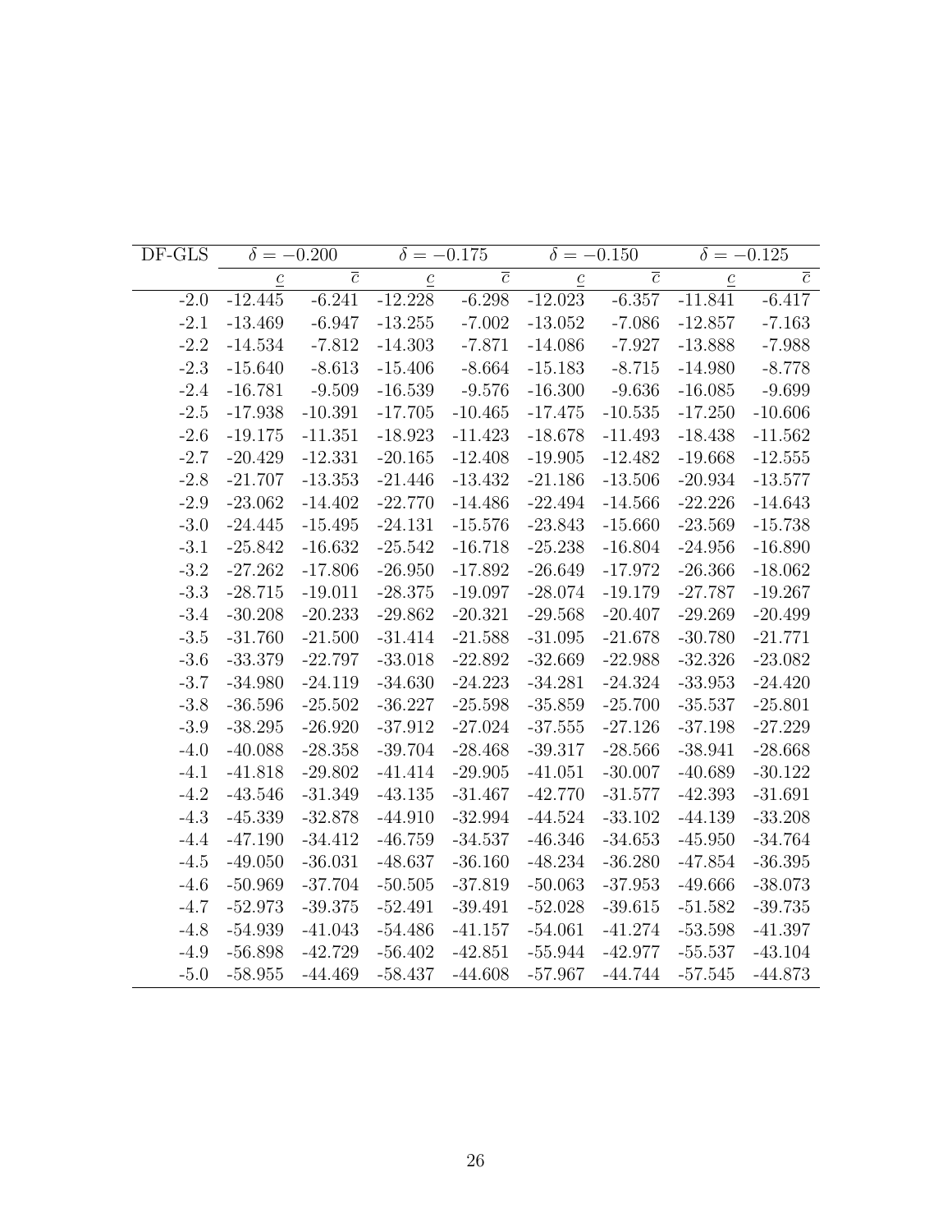| DF-GLS | $\delta = -0.200$ | | $\delta = -0.175$ | | $\delta = -0.150$ | | $\delta = -0.125$ | |
|---|---|---|---|---|---|---|---|---|
| | $\underline{c}$ | $\overline{c}$ | $\underline{c}$ | $\overline{c}$ | $\underline{c}$ | $\overline{c}$ | $\underline{c}$ | $\overline{c}$ |
| -2.0 | -12.445 | -6.241 | -12.228 | -6.298 | -12.023 | -6.357 | -11.841 | -6.417 |
| -2.1 | -13.469 | -6.947 | -13.255 | -7.002 | -13.052 | -7.086 | -12.857 | -7.163 |
| -2.2 | -14.534 | -7.812 | -14.303 | -7.871 | -14.086 | -7.927 | -13.888 | -7.988 |
| -2.3 | -15.640 | -8.613 | -15.406 | -8.664 | -15.183 | -8.715 | -14.980 | -8.778 |
| -2.4 | -16.781 | -9.509 | -16.539 | -9.576 | -16.300 | -9.636 | -16.085 | -9.699 |
| -2.5 | -17.938 | -10.391 | -17.705 | -10.465 | -17.475 | -10.535 | -17.250 | -10.606 |
| -2.6 | -19.175 | -11.351 | -18.923 | -11.423 | -18.678 | -11.493 | -18.438 | -11.562 |
| -2.7 | -20.429 | -12.331 | -20.165 | -12.408 | -19.905 | -12.482 | -19.668 | -12.555 |
| -2.8 | -21.707 | -13.353 | -21.446 | -13.432 | -21.186 | -13.506 | -20.934 | -13.577 |
| -2.9 | -23.062 | -14.402 | -22.770 | -14.486 | -22.494 | -14.566 | -22.226 | -14.643 |
| -3.0 | -24.445 | -15.495 | -24.131 | -15.576 | -23.843 | -15.660 | -23.569 | -15.738 |
| -3.1 | -25.842 | -16.632 | -25.542 | -16.718 | -25.238 | -16.804 | -24.956 | -16.890 |
| -3.2 | -27.262 | -17.806 | -26.950 | -17.892 | -26.649 | -17.972 | -26.366 | -18.062 |
| -3.3 | -28.715 | -19.011 | -28.375 | -19.097 | -28.074 | -19.179 | -27.787 | -19.267 |
| -3.4 | -30.208 | -20.233 | -29.862 | -20.321 | -29.568 | -20.407 | -29.269 | -20.499 |
| -3.5 | -31.760 | -21.500 | -31.414 | -21.588 | -31.095 | -21.678 | -30.780 | -21.771 |
| -3.6 | -33.379 | -22.797 | -33.018 | -22.892 | -32.669 | -22.988 | -32.326 | -23.082 |
| -3.7 | -34.980 | -24.119 | -34.630 | -24.223 | -34.281 | -24.324 | -33.953 | -24.420 |
| -3.8 | -36.596 | -25.502 | -36.227 | -25.598 | -35.859 | -25.700 | -35.537 | -25.801 |
| -3.9 | -38.295 | -26.920 | -37.912 | -27.024 | -37.555 | -27.126 | -37.198 | -27.229 |
| -4.0 | -40.088 | -28.358 | -39.704 | -28.468 | -39.317 | -28.566 | -38.941 | -28.668 |
| -4.1 | -41.818 | -29.802 | -41.414 | -29.905 | -41.051 | -30.007 | -40.689 | -30.122 |
| -4.2 | -43.546 | -31.349 | -43.135 | -31.467 | -42.770 | -31.577 | -42.393 | -31.691 |
| -4.3 | -45.339 | -32.878 | -44.910 | -32.994 | -44.524 | -33.102 | -44.139 | -33.208 |
| -4.4 | -47.190 | -34.412 | -46.759 | -34.537 | -46.346 | -34.653 | -45.950 | -34.764 |
| -4.5 | -49.050 | -36.031 | -48.637 | -36.160 | -48.234 | -36.280 | -47.854 | -36.395 |
| -4.6 | -50.969 | -37.704 | -50.505 | -37.819 | -50.063 | -37.953 | -49.666 | -38.073 |
| -4.7 | -52.973 | -39.375 | -52.491 | -39.491 | -52.028 | -39.615 | -51.582 | -39.735 |
| -4.8 | -54.939 | -41.043 | -54.486 | -41.157 | -54.061 | -41.274 | -53.598 | -41.397 |
| -4.9 | -56.898 | -42.729 | -56.402 | -42.851 | -55.944 | -42.977 | -55.537 | -43.104 |
| -5.0 | -58.955 | -44.469 | -58.437 | -44.608 | -57.967 | -44.744 | -57.545 | -44.873 |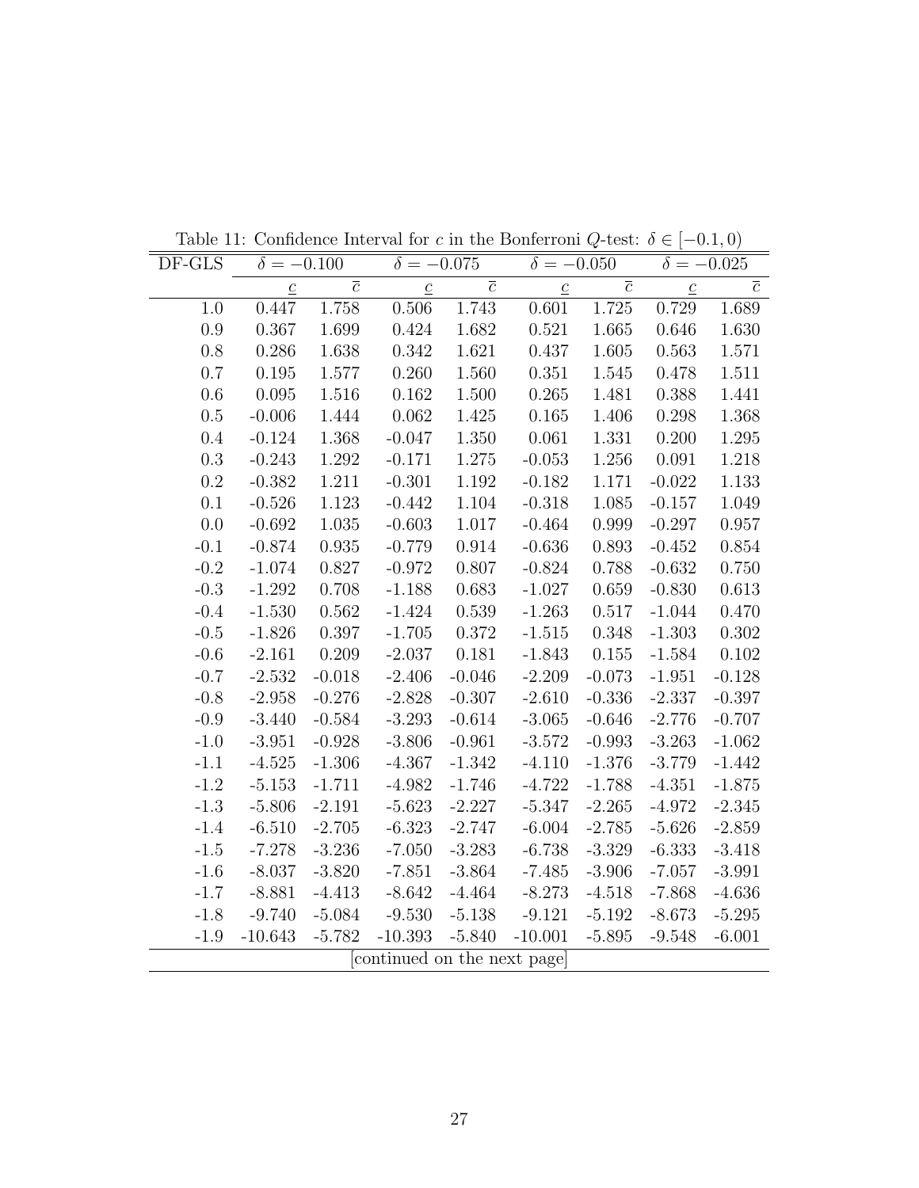Table 11: Confidence Interval for $c$ in the Bonferroni $Q$-test: $\delta \in [-0.1, 0)$

| DF-GLS | $\delta = -0.100$ | | $\delta = -0.075$ | | $\delta = -0.050$ | | $\delta = -0.025$ | |
|---|---|---|---|---|---|---|---|---|
| | $\underline{c}$ | $\overline{c}$ | $\underline{c}$ | $\overline{c}$ | $\underline{c}$ | $\overline{c}$ | $\underline{c}$ | $\overline{c}$ |
| 1.0 | 0.447 | 1.758 | 0.506 | 1.743 | 0.601 | 1.725 | 0.729 | 1.689 |
| 0.9 | 0.367 | 1.699 | 0.424 | 1.682 | 0.521 | 1.665 | 0.646 | 1.630 |
| 0.8 | 0.286 | 1.638 | 0.342 | 1.621 | 0.437 | 1.605 | 0.563 | 1.571 |
| 0.7 | 0.195 | 1.577 | 0.260 | 1.560 | 0.351 | 1.545 | 0.478 | 1.511 |
| 0.6 | 0.095 | 1.516 | 0.162 | 1.500 | 0.265 | 1.481 | 0.388 | 1.441 |
| 0.5 | -0.006 | 1.444 | 0.062 | 1.425 | 0.165 | 1.406 | 0.298 | 1.368 |
| 0.4 | -0.124 | 1.368 | -0.047 | 1.350 | 0.061 | 1.331 | 0.200 | 1.295 |
| 0.3 | -0.243 | 1.292 | -0.171 | 1.275 | -0.053 | 1.256 | 0.091 | 1.218 |
| 0.2 | -0.382 | 1.211 | -0.301 | 1.192 | -0.182 | 1.171 | -0.022 | 1.133 |
| 0.1 | -0.526 | 1.123 | -0.442 | 1.104 | -0.318 | 1.085 | -0.157 | 1.049 |
| 0.0 | -0.692 | 1.035 | -0.603 | 1.017 | -0.464 | 0.999 | -0.297 | 0.957 |
| -0.1 | -0.874 | 0.935 | -0.779 | 0.914 | -0.636 | 0.893 | -0.452 | 0.854 |
| -0.2 | -1.074 | 0.827 | -0.972 | 0.807 | -0.824 | 0.788 | -0.632 | 0.750 |
| -0.3 | -1.292 | 0.708 | -1.188 | 0.683 | -1.027 | 0.659 | -0.830 | 0.613 |
| -0.4 | -1.530 | 0.562 | -1.424 | 0.539 | -1.263 | 0.517 | -1.044 | 0.470 |
| -0.5 | -1.826 | 0.397 | -1.705 | 0.372 | -1.515 | 0.348 | -1.303 | 0.302 |
| -0.6 | -2.161 | 0.209 | -2.037 | 0.181 | -1.843 | 0.155 | -1.584 | 0.102 |
| -0.7 | -2.532 | -0.018 | -2.406 | -0.046 | -2.209 | -0.073 | -1.951 | -0.128 |
| -0.8 | -2.958 | -0.276 | -2.828 | -0.307 | -2.610 | -0.336 | -2.337 | -0.397 |
| -0.9 | -3.440 | -0.584 | -3.293 | -0.614 | -3.065 | -0.646 | -2.776 | -0.707 |
| -1.0 | -3.951 | -0.928 | -3.806 | -0.961 | -3.572 | -0.993 | -3.263 | -1.062 |
| -1.1 | -4.525 | -1.306 | -4.367 | -1.342 | -4.110 | -1.376 | -3.779 | -1.442 |
| -1.2 | -5.153 | -1.711 | -4.982 | -1.746 | -4.722 | -1.788 | -4.351 | -1.875 |
| -1.3 | -5.806 | -2.191 | -5.623 | -2.227 | -5.347 | -2.265 | -4.972 | -2.345 |
| -1.4 | -6.510 | -2.705 | -6.323 | -2.747 | -6.004 | -2.785 | -5.626 | -2.859 |
| -1.5 | -7.278 | -3.236 | -7.050 | -3.283 | -6.738 | -3.329 | -6.333 | -3.418 |
| -1.6 | -8.037 | -3.820 | -7.851 | -3.864 | -7.485 | -3.906 | -7.057 | -3.991 |
| -1.7 | -8.881 | -4.413 | -8.642 | -4.464 | -8.273 | -4.518 | -7.868 | -4.636 |
| -1.8 | -9.740 | -5.084 | -9.530 | -5.138 | -9.121 | -5.192 | -8.673 | -5.295 |
| -1.9 | -10.643 | -5.782 | -10.393 | -5.840 | -10.001 | -5.895 | -9.548 | -6.001 |

[continued on the next page]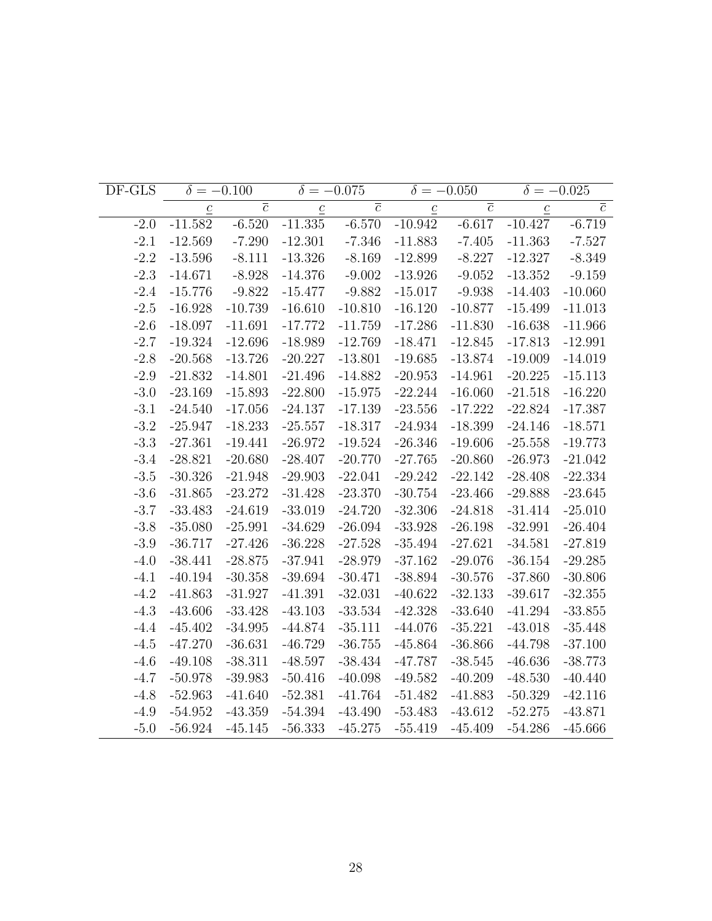| DF-GLS | $\delta = -0.100$ | | $\delta = -0.075$ | | $\delta = -0.050$ | | $\delta = -0.025$ | |
|---|---|---|---|---|---|---|---|---|
| | $\underline{c}$ | $\overline{c}$ | $\underline{c}$ | $\overline{c}$ | $\underline{c}$ | $\overline{c}$ | $\underline{c}$ | $\overline{c}$ |
| -2.0 | -11.582 | -6.520 | -11.335 | -6.570 | -10.942 | -6.617 | -10.427 | -6.719 |
| -2.1 | -12.569 | -7.290 | -12.301 | -7.346 | -11.883 | -7.405 | -11.363 | -7.527 |
| -2.2 | -13.596 | -8.111 | -13.326 | -8.169 | -12.899 | -8.227 | -12.327 | -8.349 |
| -2.3 | -14.671 | -8.928 | -14.376 | -9.002 | -13.926 | -9.052 | -13.352 | -9.159 |
| -2.4 | -15.776 | -9.822 | -15.477 | -9.882 | -15.017 | -9.938 | -14.403 | -10.060 |
| -2.5 | -16.928 | -10.739 | -16.610 | -10.810 | -16.120 | -10.877 | -15.499 | -11.013 |
| -2.6 | -18.097 | -11.691 | -17.772 | -11.759 | -17.286 | -11.830 | -16.638 | -11.966 |
| -2.7 | -19.324 | -12.696 | -18.989 | -12.769 | -18.471 | -12.845 | -17.813 | -12.991 |
| -2.8 | -20.568 | -13.726 | -20.227 | -13.801 | -19.685 | -13.874 | -19.009 | -14.019 |
| -2.9 | -21.832 | -14.801 | -21.496 | -14.882 | -20.953 | -14.961 | -20.225 | -15.113 |
| -3.0 | -23.169 | -15.893 | -22.800 | -15.975 | -22.244 | -16.060 | -21.518 | -16.220 |
| -3.1 | -24.540 | -17.056 | -24.137 | -17.139 | -23.556 | -17.222 | -22.824 | -17.387 |
| -3.2 | -25.947 | -18.233 | -25.557 | -18.317 | -24.934 | -18.399 | -24.146 | -18.571 |
| -3.3 | -27.361 | -19.441 | -26.972 | -19.524 | -26.346 | -19.606 | -25.558 | -19.773 |
| -3.4 | -28.821 | -20.680 | -28.407 | -20.770 | -27.765 | -20.860 | -26.973 | -21.042 |
| -3.5 | -30.326 | -21.948 | -29.903 | -22.041 | -29.242 | -22.142 | -28.408 | -22.334 |
| -3.6 | -31.865 | -23.272 | -31.428 | -23.370 | -30.754 | -23.466 | -29.888 | -23.645 |
| -3.7 | -33.483 | -24.619 | -33.019 | -24.720 | -32.306 | -24.818 | -31.414 | -25.010 |
| -3.8 | -35.080 | -25.991 | -34.629 | -26.094 | -33.928 | -26.198 | -32.991 | -26.404 |
| -3.9 | -36.717 | -27.426 | -36.228 | -27.528 | -35.494 | -27.621 | -34.581 | -27.819 |
| -4.0 | -38.441 | -28.875 | -37.941 | -28.979 | -37.162 | -29.076 | -36.154 | -29.285 |
| -4.1 | -40.194 | -30.358 | -39.694 | -30.471 | -38.894 | -30.576 | -37.860 | -30.806 |
| -4.2 | -41.863 | -31.927 | -41.391 | -32.031 | -40.622 | -32.133 | -39.617 | -32.355 |
| -4.3 | -43.606 | -33.428 | -43.103 | -33.534 | -42.328 | -33.640 | -41.294 | -33.855 |
| -4.4 | -45.402 | -34.995 | -44.874 | -35.111 | -44.076 | -35.221 | -43.018 | -35.448 |
| -4.5 | -47.270 | -36.631 | -46.729 | -36.755 | -45.864 | -36.866 | -44.798 | -37.100 |
| -4.6 | -49.108 | -38.311 | -48.597 | -38.434 | -47.787 | -38.545 | -46.636 | -38.773 |
| -4.7 | -50.978 | -39.983 | -50.416 | -40.098 | -49.582 | -40.209 | -48.530 | -40.440 |
| -4.8 | -52.963 | -41.640 | -52.381 | -41.764 | -51.482 | -41.883 | -50.329 | -42.116 |
| -4.9 | -54.952 | -43.359 | -54.394 | -43.490 | -53.483 | -43.612 | -52.275 | -43.871 |
| -5.0 | -56.924 | -45.145 | -56.333 | -45.275 | -55.419 | -45.409 | -54.286 | -45.666 |